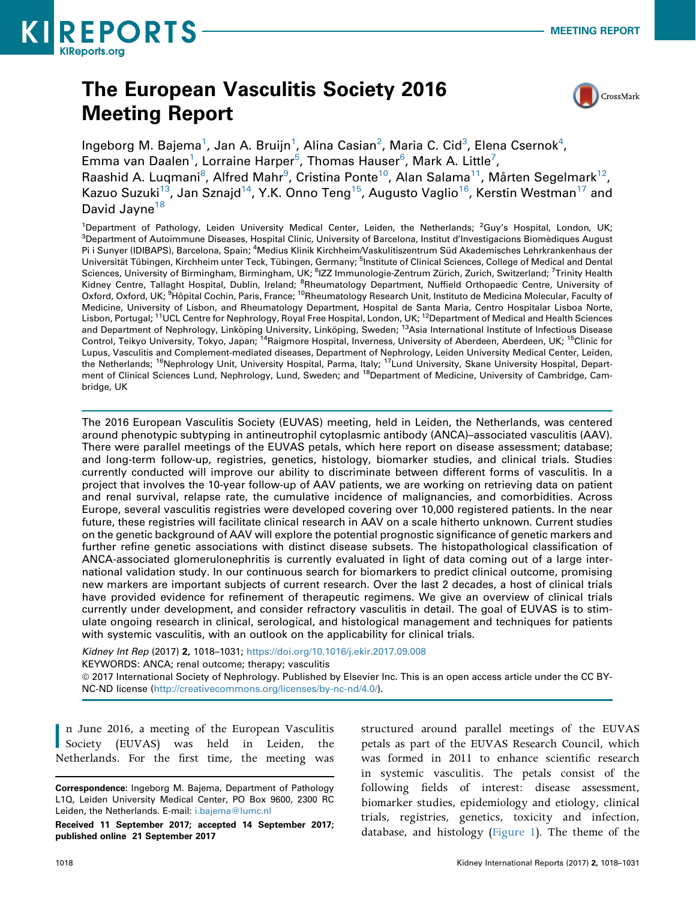MEETING REPORT

# The European Vasculitis Society 2016 Meeting Report

Ingeborg M. Bajema[1], Jan A. Bruijn[1], Alina Casian[2], Maria C. Cid[3], Elena Csernok[4], Emma van Daalen[1], Lorraine Harper[5], Thomas Hauser[6], Mark A. Little[7], Raashid A. Luqmani[8], Alfred Mahr[9], Cristina Ponte[10], Alan Salama[11], Mårten Segelmark[12], Kazuo Suzuki[13], Jan Sznajd[14], Y.K. Onno Teng[15], Augusto Vaglio[16], Kerstin Westman[17] and David Jayne[18]

[1]Department of Pathology, Leiden University Medical Center, Leiden, the Netherlands; [2]Guy's Hospital, London, UK; [3]Department of Autoimmune Diseases, Hospital Clínic, University of Barcelona, Institut d'Investigacions Biomèdiques August Pi i Sunyer (IDIBAPS), Barcelona, Spain; [4]Medius Klinik Kirchheim/Vaskulitiszentrum Süd Akademisches Lehrkrankenhaus der Universität Tübingen, Kirchheim unter Teck, Tübingen, Germany; [5]Institute of Clinical Sciences, College of Medical and Dental Sciences, University of Birmingham, Birmingham, UK; [6]IZZ Immunologie-Zentrum Zürich, Zurich, Switzerland; [7]Trinity Health Kidney Centre, Tallaght Hospital, Dublin, Ireland; [8]Rheumatology Department, Nuffield Orthopaedic Centre, University of Oxford, Oxford, UK; [9]Hôpital Cochin, Paris, France; [10]Rheumatology Research Unit, Instituto de Medicina Molecular, Faculty of Medicine, University of Lisbon, and Rheumatology Department, Hospital de Santa Maria, Centro Hospitalar Lisboa Norte, Lisbon, Portugal; [11]UCL Centre for Nephrology, Royal Free Hospital, London, UK; [12]Department of Medical and Health Sciences and Department of Nephrology, Linköping University, Linköping, Sweden; [13]Asia International Institute of Infectious Disease Control, Teikyo University, Tokyo, Japan; [14]Raigmore Hospital, Inverness, University of Aberdeen, Aberdeen, UK; [15]Clinic for Lupus, Vasculitis and Complement-mediated diseases, Department of Nephrology, Leiden University Medical Center, Leiden, the Netherlands; [16]Nephrology Unit, University Hospital, Parma, Italy; [17]Lund University, Skane University Hospital, Department of Clinical Sciences Lund, Nephrology, Lund, Sweden; and [18]Department of Medicine, University of Cambridge, Cambridge, UK

The 2016 European Vasculitis Society (EUVAS) meeting, held in Leiden, the Netherlands, was centered around phenotypic subtyping in antineutrophil cytoplasmic antibody (ANCA)–associated vasculitis (AAV). There were parallel meetings of the EUVAS petals, which here report on disease assessment; database; and long-term follow-up, registries, genetics, histology, biomarker studies, and clinical trials. Studies currently conducted will improve our ability to discriminate between different forms of vasculitis. In a project that involves the 10-year follow-up of AAV patients, we are working on retrieving data on patient and renal survival, relapse rate, the cumulative incidence of malignancies, and comorbidities. Across Europe, several vasculitis registries were developed covering over 10,000 registered patients. In the near future, these registries will facilitate clinical research in AAV on a scale hitherto unknown. Current studies on the genetic background of AAV will explore the potential prognostic significance of genetic markers and further refine genetic associations with distinct disease subsets. The histopathological classification of ANCA-associated glomerulonephritis is currently evaluated in light of data coming out of a large international validation study. In our continuous search for biomarkers to predict clinical outcome, promising new markers are important subjects of current research. Over the last 2 decades, a host of clinical trials have provided evidence for refinement of therapeutic regimens. We give an overview of clinical trials currently under development, and consider refractory vasculitis in detail. The goal of EUVAS is to stimulate ongoing research in clinical, serological, and histological management and techniques for patients with systemic vasculitis, with an outlook on the applicability for clinical trials.

*Kidney Int Rep* (2017) **2**, 1018–1031; https://doi.org/10.1016/j.ekir.2017.09.008

KEYWORDS: ANCA; renal outcome; therapy; vasculitis

© 2017 International Society of Nephrology. Published by Elsevier Inc. This is an open access article under the CC BY-NC-ND license (http://creativecommons.org/licenses/by-nc-nd/4.0/).

In June 2016, a meeting of the European Vasculitis Society (EUVAS) was held in Leiden, the Netherlands. For the first time, the meeting was structured around parallel meetings of the EUVAS petals as part of the EUVAS Research Council, which was formed in 2011 to enhance scientific research in systemic vasculitis. The petals consist of the following fields of interest: disease assessment, biomarker studies, epidemiology and etiology, clinical trials, registries, genetics, toxicity and infection, database, and histology (Figure 1). The theme of the

**Correspondence**: Ingeborg M. Bajema, Department of Pathology L1Q, Leiden University Medical Center, PO Box 9600, 2300 RC Leiden, the Netherlands. E-mail: i.bajema@lumc.nl

**Received** 11 September 2017; **accepted** 14 September 2017; **published online** 21 September 2017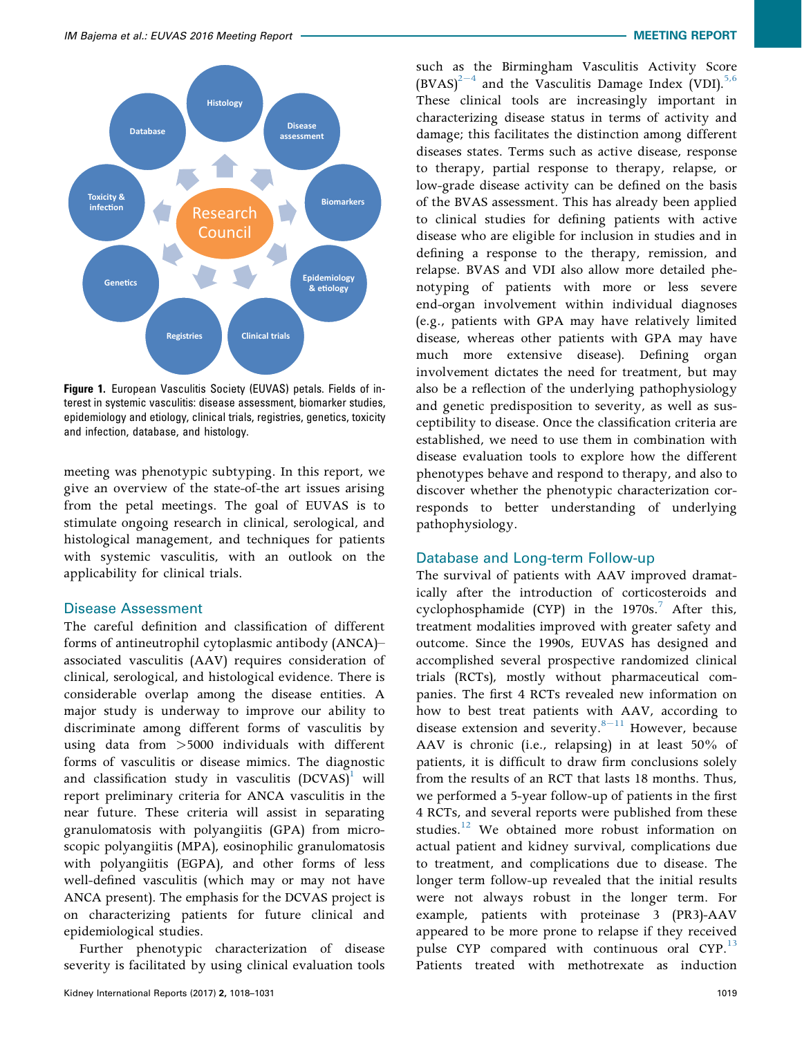Research Council

Histology

Disease assessment

Biomarkers

Epidemiology & etiology

Clinical trials

Registries

Genetics

Toxicity & infection

Database

**Figure 1.** European Vasculitis Society (EUVAS) petals. Fields of interest in systemic vasculitis: disease assessment, biomarker studies, epidemiology and etiology, clinical trials, registries, genetics, toxicity and infection, database, and histology.

meeting was phenotypic subtyping. In this report, we give an overview of the state-of-the art issues arising from the petal meetings. The goal of EUVAS is to stimulate ongoing research in clinical, serological, and histological management, and techniques for patients with systemic vasculitis, with an outlook on the applicability for clinical trials.

## Disease Assessment

The careful definition and classification of different forms of antineutrophil cytoplasmic antibody (ANCA)–associated vasculitis (AAV) requires consideration of clinical, serological, and histological evidence. There is considerable overlap among the disease entities. A major study is underway to improve our ability to discriminate among different forms of vasculitis by using data from >5000 individuals with different forms of vasculitis or disease mimics. The diagnostic and classification study in vasculitis (DCVAS)[1] will report preliminary criteria for ANCA vasculitis in the near future. These criteria will assist in separating granulomatosis with polyangiitis (GPA) from microscopic polyangiitis (MPA), eosinophilic granulomatosis with polyangiitis (EGPA), and other forms of less well-defined vasculitis (which may or may not have ANCA present). The emphasis for the DCVAS project is on characterizing patients for future clinical and epidemiological studies.

Further phenotypic characterization of disease severity is facilitated by using clinical evaluation tools such as the Birmingham Vasculitis Activity Score (BVAS)[2–4] and the Vasculitis Damage Index (VDI).[5,6] These clinical tools are increasingly important in characterizing disease status in terms of activity and damage; this facilitates the distinction among different diseases states. Terms such as active disease, response to therapy, partial response to therapy, relapse, or low-grade disease activity can be defined on the basis of the BVAS assessment. This has already been applied to clinical studies for defining patients with active disease who are eligible for inclusion in studies and in defining a response to the therapy, remission, and relapse. BVAS and VDI also allow more detailed phenotyping of patients with more or less severe end-organ involvement within individual diagnoses (e.g., patients with GPA may have relatively limited disease, whereas other patients with GPA may have much more extensive disease). Defining organ involvement dictates the need for treatment, but may also be a reflection of the underlying pathophysiology and genetic predisposition to severity, as well as susceptibility to disease. Once the classification criteria are established, we need to use them in combination with disease evaluation tools to explore how the different phenotypes behave and respond to therapy, and also to discover whether the phenotypic characterization corresponds to better understanding of underlying pathophysiology.

## Database and Long-term Follow-up

The survival of patients with AAV improved dramatically after the introduction of corticosteroids and cyclophosphamide (CYP) in the 1970s.[7] After this, treatment modalities improved with greater safety and outcome. Since the 1990s, EUVAS has designed and accomplished several prospective randomized clinical trials (RCTs), mostly without pharmaceutical companies. The first 4 RCTs revealed new information on how to best treat patients with AAV, according to disease extension and severity.[8–11] However, because AAV is chronic (i.e., relapsing) in at least 50% of patients, it is difficult to draw firm conclusions solely from the results of an RCT that lasts 18 months. Thus, we performed a 5-year follow-up of patients in the first 4 RCTs, and several reports were published from these studies.[12] We obtained more robust information on actual patient and kidney survival, complications due to treatment, and complications due to disease. The longer term follow-up revealed that the initial results were not always robust in the longer term. For example, patients with proteinase 3 (PR3)-AAV appeared to be more prone to relapse if they received pulse CYP compared with continuous oral CYP.[13] Patients treated with methotrexate as induction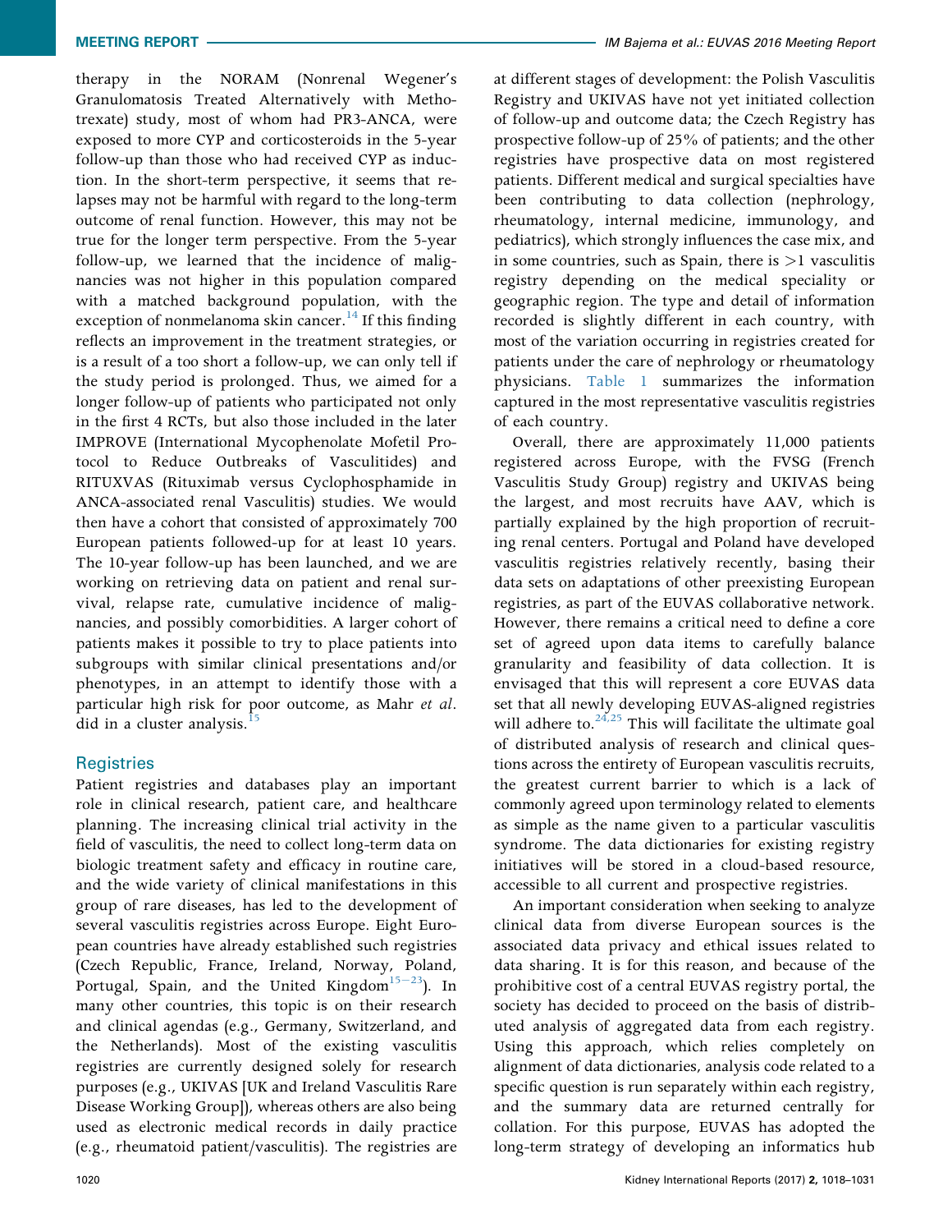therapy in the NORAM (Nonrenal Wegener's Granulomatosis Treated Alternatively with Methotrexate) study, most of whom had PR3-ANCA, were exposed to more CYP and corticosteroids in the 5-year follow-up than those who had received CYP as induction. In the short-term perspective, it seems that relapses may not be harmful with regard to the long-term outcome of renal function. However, this may not be true for the longer term perspective. From the 5-year follow-up, we learned that the incidence of malignancies was not higher in this population compared with a matched background population, with the exception of nonmelanoma skin cancer.[14] If this finding reflects an improvement in the treatment strategies, or is a result of a too short a follow-up, we can only tell if the study period is prolonged. Thus, we aimed for a longer follow-up of patients who participated not only in the first 4 RCTs, but also those included in the later IMPROVE (International Mycophenolate Mofetil Protocol to Reduce Outbreaks of Vasculitides) and RITUXVAS (Rituximab versus Cyclophosphamide in ANCA-associated renal Vasculitis) studies. We would then have a cohort that consisted of approximately 700 European patients followed-up for at least 10 years. The 10-year follow-up has been launched, and we are working on retrieving data on patient and renal survival, relapse rate, cumulative incidence of malignancies, and possibly comorbidities. A larger cohort of patients makes it possible to try to place patients into subgroups with similar clinical presentations and/or phenotypes, in an attempt to identify those with a particular high risk for poor outcome, as Mahr *et al.* did in a cluster analysis.[15]

## Registries

Patient registries and databases play an important role in clinical research, patient care, and healthcare planning. The increasing clinical trial activity in the field of vasculitis, the need to collect long-term data on biologic treatment safety and efficacy in routine care, and the wide variety of clinical manifestations in this group of rare diseases, has led to the development of several vasculitis registries across Europe. Eight European countries have already established such registries (Czech Republic, France, Ireland, Norway, Poland, Portugal, Spain, and the United Kingdom[15–23]). In many other countries, this topic is on their research and clinical agendas (e.g., Germany, Switzerland, and the Netherlands). Most of the existing vasculitis registries are currently designed solely for research purposes (e.g., UKIVAS [UK and Ireland Vasculitis Rare Disease Working Group]), whereas others are also being used as electronic medical records in daily practice (e.g., rheumatoid patient/vasculitis). The registries are at different stages of development: the Polish Vasculitis Registry and UKIVAS have not yet initiated collection of follow-up and outcome data; the Czech Registry has prospective follow-up of 25% of patients; and the other registries have prospective data on most registered patients. Different medical and surgical specialties have been contributing to data collection (nephrology, rheumatology, internal medicine, immunology, and pediatrics), which strongly influences the case mix, and in some countries, such as Spain, there is >1 vasculitis registry depending on the medical speciality or geographic region. The type and detail of information recorded is slightly different in each country, with most of the variation occurring in registries created for patients under the care of nephrology or rheumatology physicians. Table 1 summarizes the information captured in the most representative vasculitis registries of each country.

Overall, there are approximately 11,000 patients registered across Europe, with the FVSG (French Vasculitis Study Group) registry and UKIVAS being the largest, and most recruits have AAV, which is partially explained by the high proportion of recruiting renal centers. Portugal and Poland have developed vasculitis registries relatively recently, basing their data sets on adaptations of other preexisting European registries, as part of the EUVAS collaborative network. However, there remains a critical need to define a core set of agreed upon data items to carefully balance granularity and feasibility of data collection. It is envisaged that this will represent a core EUVAS data set that all newly developing EUVAS-aligned registries will adhere to.[24,25] This will facilitate the ultimate goal of distributed analysis of research and clinical questions across the entirety of European vasculitis recruits, the greatest current barrier to which is a lack of commonly agreed upon terminology related to elements as simple as the name given to a particular vasculitis syndrome. The data dictionaries for existing registry initiatives will be stored in a cloud-based resource, accessible to all current and prospective registries.

An important consideration when seeking to analyze clinical data from diverse European sources is the associated data privacy and ethical issues related to data sharing. It is for this reason, and because of the prohibitive cost of a central EUVAS registry portal, the society has decided to proceed on the basis of distributed analysis of aggregated data from each registry. Using this approach, which relies completely on alignment of data dictionaries, analysis code related to a specific question is run separately within each registry, and the summary data are returned centrally for collation. For this purpose, EUVAS has adopted the long-term strategy of developing an informatics hub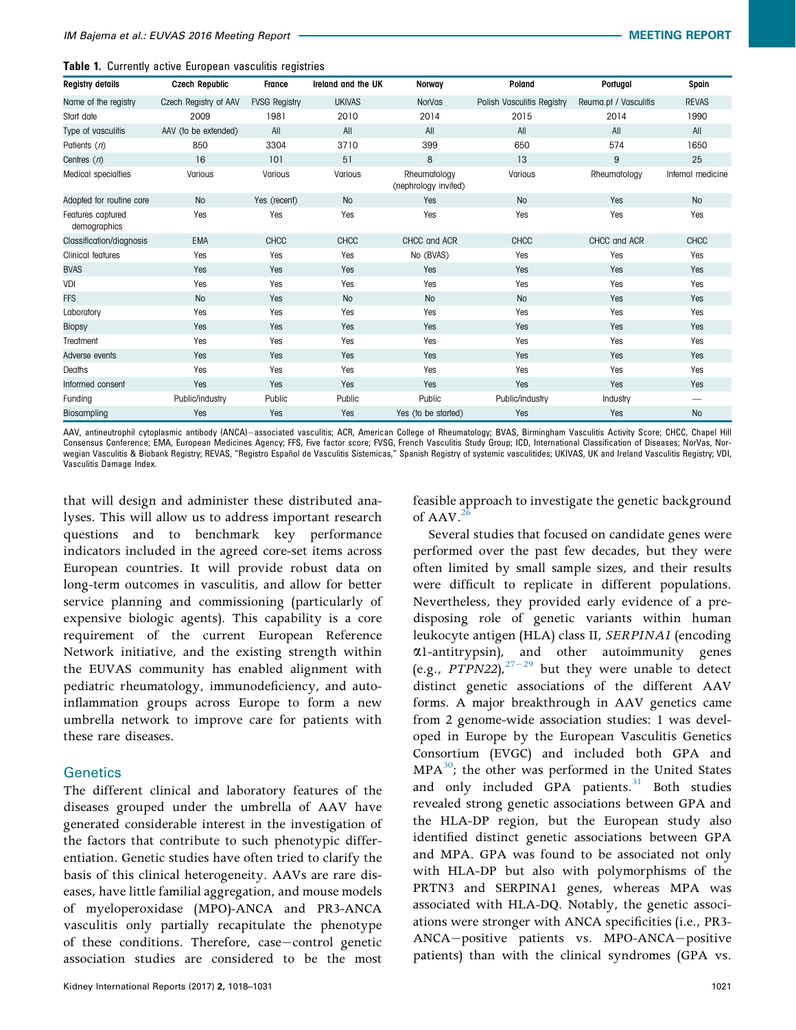**Table 1.** Currently active European vasculitis registries

| Registry details | Czech Republic | France | Ireland and the UK | Norway | Poland | Portugal | Spain |
|---|---|---|---|---|---|---|---|
| Name of the registry | Czech Registry of AAV | FVSG Registry | UKIVAS | NorVas | Polish Vasculitis Registry | Reuma.pt / Vasculitis | REVAS |
| Start date | 2009 | 1981 | 2010 | 2014 | 2015 | 2014 | 1990 |
| Type of vasculitis | AAV (to be extended) | All | All | All | All | All | All |
| Patients (*n*) | 850 | 3304 | 3710 | 399 | 650 | 574 | 1650 |
| Centres (*n*) | 16 | 101 | 51 | 8 | 13 | 9 | 25 |
| Medical specialties | Various | Various | Various | Rheumatology (nephrology invited) | Various | Rheumatology | Internal medicine |
| Adapted for routine care | No | Yes (recent) | No | Yes | No | Yes | No |
| Features captured demographics | Yes | Yes | Yes | Yes | Yes | Yes | Yes |
| Classification/diagnosis | EMA | CHCC | CHCC | CHCC and ACR | CHCC | CHCC and ACR | CHCC |
| Clinical features | Yes | Yes | Yes | No (BVAS) | Yes | Yes | Yes |
| BVAS | Yes | Yes | Yes | Yes | Yes | Yes | Yes |
| VDI | Yes | Yes | Yes | Yes | Yes | Yes | Yes |
| FFS | No | Yes | No | No | No | Yes | Yes |
| Laboratory | Yes | Yes | Yes | Yes | Yes | Yes | Yes |
| Biopsy | Yes | Yes | Yes | Yes | Yes | Yes | Yes |
| Treatment | Yes | Yes | Yes | Yes | Yes | Yes | Yes |
| Adverse events | Yes | Yes | Yes | Yes | Yes | Yes | Yes |
| Deaths | Yes | Yes | Yes | Yes | Yes | Yes | Yes |
| Informed consent | Yes | Yes | Yes | Yes | Yes | Yes | Yes |
| Funding | Public/industry | Public | Public | Public | Public/industry | Industry | — |
| Biosampling | Yes | Yes | Yes | Yes (to be started) | Yes | Yes | No |

AAV, antineutrophil cytoplasmic antibody (ANCA)–associated vasculitis; ACR, American College of Rheumatology; BVAS, Birmingham Vasculitis Activity Score; CHCC, Chapel Hill Consensus Conference; EMA, European Medicines Agency; FFS, Five factor score; FVSG, French Vasculitis Study Group; ICD, International Classification of Diseases; NorVas, Norwegian Vasculitis & Biobank Registry; REVAS, "Registro Español de Vasculitis Sistemicas," Spanish Registry of systemic vasculitides; UKIVAS, UK and Ireland Vasculitis Registry; VDI, Vasculitis Damage Index.

that will design and administer these distributed analyses. This will allow us to address important research questions and to benchmark key performance indicators included in the agreed core-set items across European countries. It will provide robust data on long-term outcomes in vasculitis, and allow for better service planning and commissioning (particularly of expensive biologic agents). This capability is a core requirement of the current European Reference Network initiative, and the existing strength within the EUVAS community has enabled alignment with pediatric rheumatology, immunodeficiency, and autoinflammation groups across Europe to form a new umbrella network to improve care for patients with these rare diseases.

## Genetics

The different clinical and laboratory features of the diseases grouped under the umbrella of AAV have generated considerable interest in the investigation of the factors that contribute to such phenotypic differentiation. Genetic studies have often tried to clarify the basis of this clinical heterogeneity. AAVs are rare diseases, have little familial aggregation, and mouse models of myeloperoxidase (MPO)-ANCA and PR3-ANCA vasculitis only partially recapitulate the phenotype of these conditions. Therefore, case–control genetic association studies are considered to be the most feasible approach to investigate the genetic background of AAV.[26]

Several studies that focused on candidate genes were performed over the past few decades, but they were often limited by small sample sizes, and their results were difficult to replicate in different populations. Nevertheless, they provided early evidence of a predisposing role of genetic variants within human leukocyte antigen (HLA) class II, *SERPINA1* (encoding α1-antitrypsin), and other autoimmunity genes (e.g., *PTPN22*),[27–29] but they were unable to detect distinct genetic associations of the different AAV forms. A major breakthrough in AAV genetics came from 2 genome-wide association studies: 1 was developed in Europe by the European Vasculitis Genetics Consortium (EVGC) and included both GPA and MPA[30]; the other was performed in the United States and only included GPA patients.[31] Both studies revealed strong genetic associations between GPA and the HLA-DP region, but the European study also identified distinct genetic associations between GPA and MPA. GPA was found to be associated not only with HLA-DP but also with polymorphisms of the PRTN3 and SERPINA1 genes, whereas MPA was associated with HLA-DQ. Notably, the genetic associations were stronger with ANCA specificities (i.e., PR3-ANCA–positive patients vs. MPO-ANCA–positive patients) than with the clinical syndromes (GPA vs.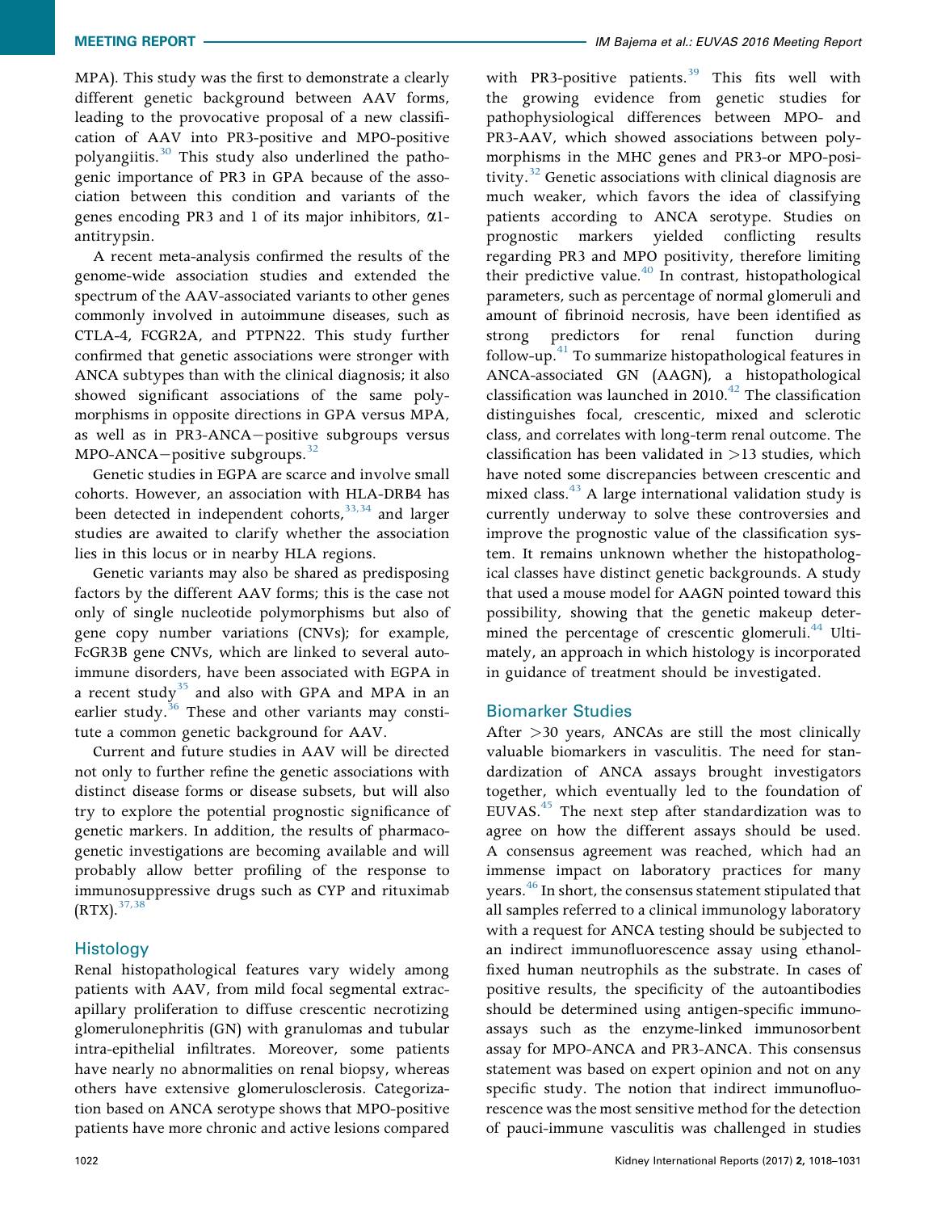MPA). This study was the first to demonstrate a clearly different genetic background between AAV forms, leading to the provocative proposal of a new classification of AAV into PR3-positive and MPO-positive polyangiitis.[30] This study also underlined the pathogenic importance of PR3 in GPA because of the association between this condition and variants of the genes encoding PR3 and 1 of its major inhibitors, α1-antitrypsin.

A recent meta-analysis confirmed the results of the genome-wide association studies and extended the spectrum of the AAV-associated variants to other genes commonly involved in autoimmune diseases, such as CTLA-4, FCGR2A, and PTPN22. This study further confirmed that genetic associations were stronger with ANCA subtypes than with the clinical diagnosis; it also showed significant associations of the same polymorphisms in opposite directions in GPA versus MPA, as well as in PR3-ANCA–positive subgroups versus MPO-ANCA–positive subgroups.[32]

Genetic studies in EGPA are scarce and involve small cohorts. However, an association with HLA-DRB4 has been detected in independent cohorts,[33,34] and larger studies are awaited to clarify whether the association lies in this locus or in nearby HLA regions.

Genetic variants may also be shared as predisposing factors by the different AAV forms; this is the case not only of single nucleotide polymorphisms but also of gene copy number variations (CNVs); for example, FcGR3B gene CNVs, which are linked to several autoimmune disorders, have been associated with EGPA in a recent study[35] and also with GPA and MPA in an earlier study.[36] These and other variants may constitute a common genetic background for AAV.

Current and future studies in AAV will be directed not only to further refine the genetic associations with distinct disease forms or disease subsets, but will also try to explore the potential prognostic significance of genetic markers. In addition, the results of pharmacogenetic investigations are becoming available and will probably allow better profiling of the response to immunosuppressive drugs such as CYP and rituximab (RTX).[37,38]

## Histology

Renal histopathological features vary widely among patients with AAV, from mild focal segmental extracapillary proliferation to diffuse crescentic necrotizing glomerulonephritis (GN) with granulomas and tubular intra-epithelial infiltrates. Moreover, some patients have nearly no abnormalities on renal biopsy, whereas others have extensive glomerulosclerosis. Categorization based on ANCA serotype shows that MPO-positive patients have more chronic and active lesions compared with PR3-positive patients.[39] This fits well with the growing evidence from genetic studies for pathophysiological differences between MPO- and PR3-AAV, which showed associations between polymorphisms in the MHC genes and PR3-or MPO-positivity.[32] Genetic associations with clinical diagnosis are much weaker, which favors the idea of classifying patients according to ANCA serotype. Studies on prognostic markers yielded conflicting results regarding PR3 and MPO positivity, therefore limiting their predictive value.[40] In contrast, histopathological parameters, such as percentage of normal glomeruli and amount of fibrinoid necrosis, have been identified as strong predictors for renal function during follow-up.[41] To summarize histopathological features in ANCA-associated GN (AAGN), a histopathological classification was launched in 2010.[42] The classification distinguishes focal, crescentic, mixed and sclerotic class, and correlates with long-term renal outcome. The classification has been validated in >13 studies, which have noted some discrepancies between crescentic and mixed class.[43] A large international validation study is currently underway to solve these controversies and improve the prognostic value of the classification system. It remains unknown whether the histopathological classes have distinct genetic backgrounds. A study that used a mouse model for AAGN pointed toward this possibility, showing that the genetic makeup determined the percentage of crescentic glomeruli.[44] Ultimately, an approach in which histology is incorporated in guidance of treatment should be investigated.

## Biomarker Studies

After >30 years, ANCAs are still the most clinically valuable biomarkers in vasculitis. The need for standardization of ANCA assays brought investigators together, which eventually led to the foundation of EUVAS.[45] The next step after standardization was to agree on how the different assays should be used. A consensus agreement was reached, which had an immense impact on laboratory practices for many years.[46] In short, the consensus statement stipulated that all samples referred to a clinical immunology laboratory with a request for ANCA testing should be subjected to an indirect immunofluorescence assay using ethanol-fixed human neutrophils as the substrate. In cases of positive results, the specificity of the autoantibodies should be determined using antigen-specific immunoassays such as the enzyme-linked immunosorbent assay for MPO-ANCA and PR3-ANCA. This consensus statement was based on expert opinion and not on any specific study. The notion that indirect immunofluorescence was the most sensitive method for the detection of pauci-immune vasculitis was challenged in studies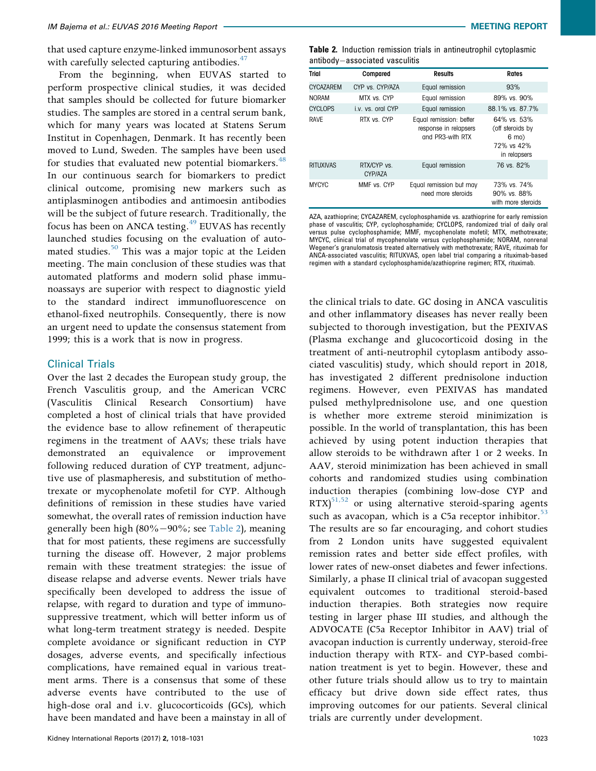that used capture enzyme-linked immunosorbent assays with carefully selected capturing antibodies.[47]

From the beginning, when EUVAS started to perform prospective clinical studies, it was decided that samples should be collected for future biomarker studies. The samples are stored in a central serum bank, which for many years was located at Statens Serum Institut in Copenhagen, Denmark. It has recently been moved to Lund, Sweden. The samples have been used for studies that evaluated new potential biomarkers.[48] In our continuous search for biomarkers to predict clinical outcome, promising new markers such as antiplasminogen antibodies and antimoesin antibodies will be the subject of future research. Traditionally, the focus has been on ANCA testing.[49] EUVAS has recently launched studies focusing on the evaluation of automated studies.[50] This was a major topic at the Leiden meeting. The main conclusion of these studies was that automated platforms and modern solid phase immunoassays are superior with respect to diagnostic yield to the standard indirect immunofluorescence on ethanol-fixed neutrophils. Consequently, there is now an urgent need to update the consensus statement from 1999; this is a work that is now in progress.

## Clinical Trials

Over the last 2 decades the European study group, the French Vasculitis group, and the American VCRC (Vasculitis Clinical Research Consortium) have completed a host of clinical trials that have provided the evidence base to allow refinement of therapeutic regimens in the treatment of AAVs; these trials have demonstrated an equivalence or improvement following reduced duration of CYP treatment, adjunctive use of plasmapheresis, and substitution of methotrexate or mycophenolate mofetil for CYP. Although definitions of remission in these studies have varied somewhat, the overall rates of remission induction have generally been high (80%−90%; see Table 2), meaning that for most patients, these regimens are successfully turning the disease off. However, 2 major problems remain with these treatment strategies: the issue of disease relapse and adverse events. Newer trials have specifically been developed to address the issue of relapse, with regard to duration and type of immunosuppressive treatment, which will better inform us of what long-term treatment strategy is needed. Despite complete avoidance or significant reduction in CYP dosages, adverse events, and specifically infectious complications, have remained equal in various treatment arms. There is a consensus that some of these adverse events have contributed to the use of high-dose oral and i.v. glucocorticoids (GCs), which have been mandated and have been a mainstay in all of the clinical trials to date. GC dosing in ANCA vasculitis and other inflammatory diseases has never really been subjected to thorough investigation, but the PEXIVAS (Plasma exchange and glucocorticoid dosing in the treatment of anti-neutrophil cytoplasm antibody associated vasculitis) study, which should report in 2018, has investigated 2 different prednisolone induction regimens. However, even PEXIVAS has mandated pulsed methylprednisolone use, and one question is whether more extreme steroid minimization is possible. In the world of transplantation, this has been achieved by using potent induction therapies that allow steroids to be withdrawn after 1 or 2 weeks. In AAV, steroid minimization has been achieved in small cohorts and randomized studies using combination induction therapies (combining low-dose CYP and RTX)[51,52] or using alternative steroid-sparing agents such as avacopan, which is a C5a receptor inhibitor.[53] The results are so far encouraging, and cohort studies from 2 London units have suggested equivalent remission rates and better side effect profiles, with lower rates of new-onset diabetes and fewer infections. Similarly, a phase II clinical trial of avacopan suggested equivalent outcomes to traditional steroid-based induction therapies. Both strategies now require testing in larger phase III studies, and although the ADVOCATE (C5a Receptor Inhibitor in AAV) trial of avacopan induction is currently underway, steroid-free induction therapy with RTX- and CYP-based combination treatment is yet to begin. However, these and other future trials should allow us to try to maintain efficacy but drive down side effect rates, thus improving outcomes for our patients. Several clinical trials are currently under development.

**Table 2.** Induction remission trials in antineutrophil cytoplasmic antibody−associated vasculitis

| Trial | Compared | Results | Rates |
|---|---|---|---|
| CYCAZAREM | CYP vs. CYP/AZA | Equal remission | 93% |
| NORAM | MTX vs. CYP | Equal remission | 89% vs. 90% |
| CYCLOPS | i.v. vs. oral CYP | Equal remission | 88.1% vs. 87.7% |
| RAVE | RTX vs. CYP | Equal remission: better response in relapsers and PR3-with RTX | 64% vs. 53% (off steroids by 6 mo) 72% vs 42% in relapsers |
| RITUXIVAS | RTX/CYP vs. CYP/AZA | Equal remission | 76 vs. 82% |
| MYCYC | MMF vs. CYP | Equal remission but may need more steroids | 73% vs. 74% 90% vs. 88% with more steroids |

AZA, azathioprine; CYCAZAREM, cyclophosphamide vs. azathioprine for early remission phase of vasculitis; CYP, cyclophosphamide; CYCLOPS, randomized trial of daily oral versus pulse cyclophosphamide; MMF, mycophenolate mofetil; MTX, methotrexate; MYCYC, clinical trial of mycophenolate versus cyclophosphamide; NORAM, nonrenal Wegener's granulomatosis treated alternatively with methotrexate; RAVE, rituximab for ANCA-associated vasculitis; RITUXVAS, open label trial comparing a rituximab-based regimen with a standard cyclophosphamide/azathioprine regimen; RTX, rituximab.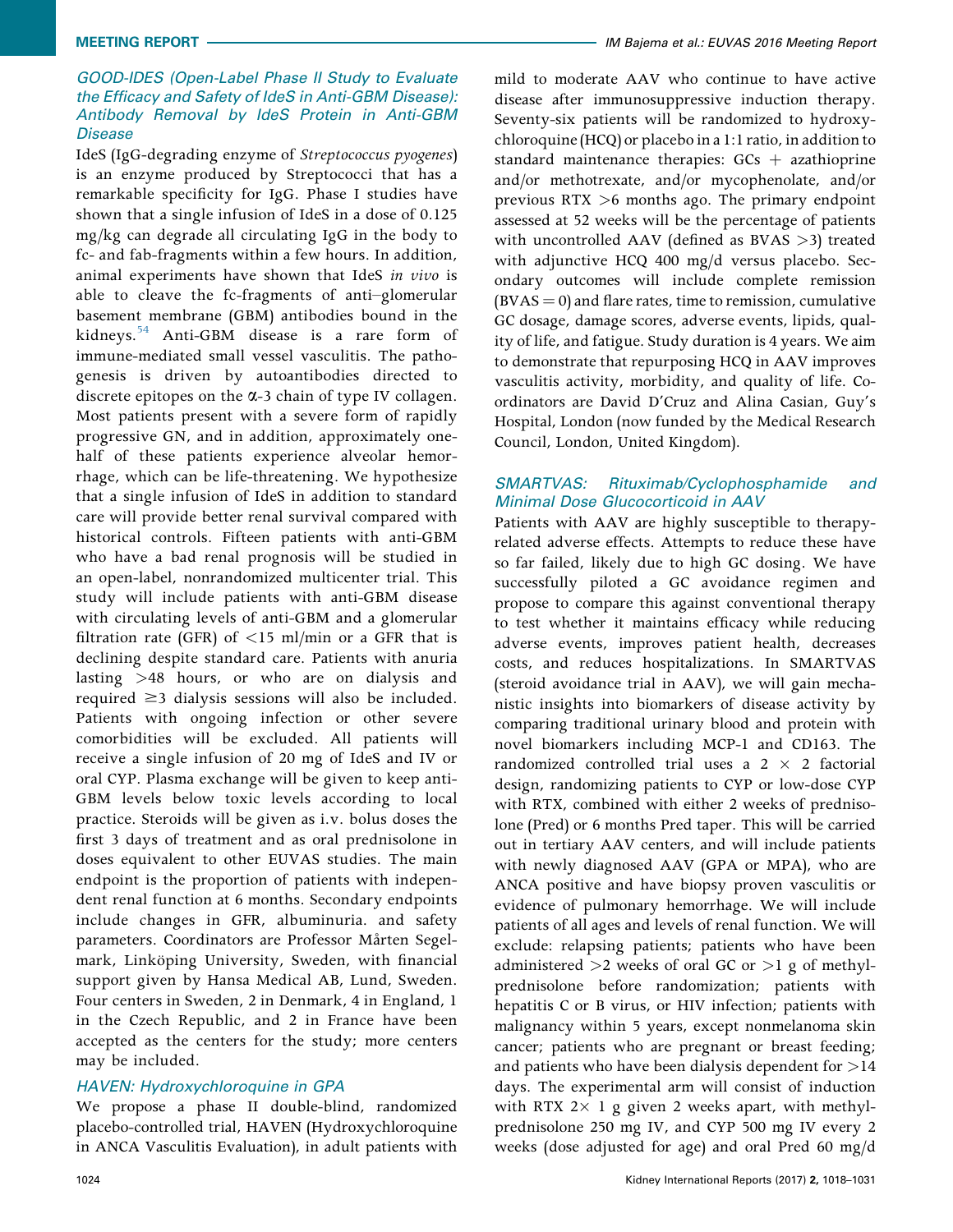### *GOOD-IDES (Open-Label Phase II Study to Evaluate the Efficacy and Safety of IdeS in Anti-GBM Disease): Antibody Removal by IdeS Protein in Anti-GBM Disease*

IdeS (IgG-degrading enzyme of *Streptococcus pyogenes*) is an enzyme produced by Streptococci that has a remarkable specificity for IgG. Phase I studies have shown that a single infusion of IdeS in a dose of 0.125 mg/kg can degrade all circulating IgG in the body to fc- and fab-fragments within a few hours. In addition, animal experiments have shown that IdeS *in vivo* is able to cleave the fc-fragments of anti–glomerular basement membrane (GBM) antibodies bound in the kidneys.[54] Anti-GBM disease is a rare form of immune-mediated small vessel vasculitis. The pathogenesis is driven by autoantibodies directed to discrete epitopes on the $\alpha$-3 chain of type IV collagen. Most patients present with a severe form of rapidly progressive GN, and in addition, approximately one-half of these patients experience alveolar hemorrhage, which can be life-threatening. We hypothesize that a single infusion of IdeS in addition to standard care will provide better renal survival compared with historical controls. Fifteen patients with anti-GBM who have a bad renal prognosis will be studied in an open-label, nonrandomized multicenter trial. This study will include patients with anti-GBM disease with circulating levels of anti-GBM and a glomerular filtration rate (GFR) of <15 ml/min or a GFR that is declining despite standard care. Patients with anuria lasting >48 hours, or who are on dialysis and required ≥3 dialysis sessions will also be included. Patients with ongoing infection or other severe comorbidities will be excluded. All patients will receive a single infusion of 20 mg of IdeS and IV or oral CYP. Plasma exchange will be given to keep anti-GBM levels below toxic levels according to local practice. Steroids will be given as i.v. bolus doses the first 3 days of treatment and as oral prednisolone in doses equivalent to other EUVAS studies. The main endpoint is the proportion of patients with independent renal function at 6 months. Secondary endpoints include changes in GFR, albuminuria. and safety parameters. Coordinators are Professor Mårten Segelmark, Linköping University, Sweden, with financial support given by Hansa Medical AB, Lund, Sweden. Four centers in Sweden, 2 in Denmark, 4 in England, 1 in the Czech Republic, and 2 in France have been accepted as the centers for the study; more centers may be included.

### *HAVEN: Hydroxychloroquine in GPA*

We propose a phase II double-blind, randomized placebo-controlled trial, HAVEN (Hydroxychloroquine in ANCA Vasculitis Evaluation), in adult patients with mild to moderate AAV who continue to have active disease after immunosuppressive induction therapy. Seventy-six patients will be randomized to hydroxychloroquine (HCQ) or placebo in a 1:1 ratio, in addition to standard maintenance therapies: GCs + azathioprine and/or methotrexate, and/or mycophenolate, and/or previous RTX >6 months ago. The primary endpoint assessed at 52 weeks will be the percentage of patients with uncontrolled AAV (defined as BVAS >3) treated with adjunctive HCQ 400 mg/d versus placebo. Secondary outcomes will include complete remission (BVAS = 0) and flare rates, time to remission, cumulative GC dosage, damage scores, adverse events, lipids, quality of life, and fatigue. Study duration is 4 years. We aim to demonstrate that repurposing HCQ in AAV improves vasculitis activity, morbidity, and quality of life. Coordinators are David D'Cruz and Alina Casian, Guy's Hospital, London (now funded by the Medical Research Council, London, United Kingdom).

### *SMARTVAS: Rituximab/Cyclophosphamide and Minimal Dose Glucocorticoid in AAV*

Patients with AAV are highly susceptible to therapy-related adverse effects. Attempts to reduce these have so far failed, likely due to high GC dosing. We have successfully piloted a GC avoidance regimen and propose to compare this against conventional therapy to test whether it maintains efficacy while reducing adverse events, improves patient health, decreases costs, and reduces hospitalizations. In SMARTVAS (steroid avoidance trial in AAV), we will gain mechanistic insights into biomarkers of disease activity by comparing traditional urinary blood and protein with novel biomarkers including MCP-1 and CD163. The randomized controlled trial uses a 2 × 2 factorial design, randomizing patients to CYP or low-dose CYP with RTX, combined with either 2 weeks of prednisolone (Pred) or 6 months Pred taper. This will be carried out in tertiary AAV centers, and will include patients with newly diagnosed AAV (GPA or MPA), who are ANCA positive and have biopsy proven vasculitis or evidence of pulmonary hemorrhage. We will include patients of all ages and levels of renal function. We will exclude: relapsing patients; patients who have been administered >2 weeks of oral GC or >1 g of methylprednisolone before randomization; patients with hepatitis C or B virus, or HIV infection; patients with malignancy within 5 years, except nonmelanoma skin cancer; patients who are pregnant or breast feeding; and patients who have been dialysis dependent for >14 days. The experimental arm will consist of induction with RTX 2× 1 g given 2 weeks apart, with methylprednisolone 250 mg IV, and CYP 500 mg IV every 2 weeks (dose adjusted for age) and oral Pred 60 mg/d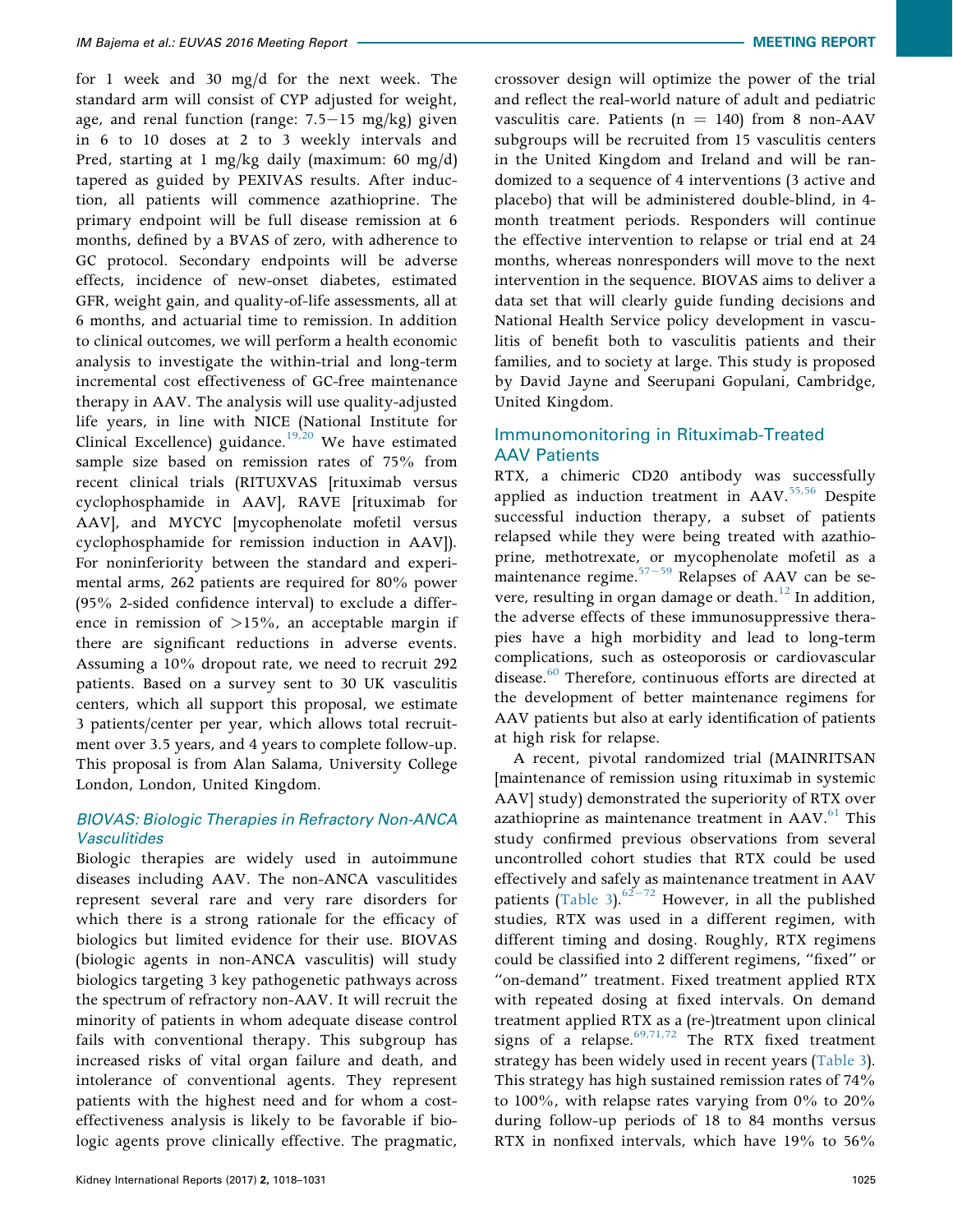for 1 week and 30 mg/d for the next week. The standard arm will consist of CYP adjusted for weight, age, and renal function (range: 7.5−15 mg/kg) given in 6 to 10 doses at 2 to 3 weekly intervals and Pred, starting at 1 mg/kg daily (maximum: 60 mg/d) tapered as guided by PEXIVAS results. After induction, all patients will commence azathioprine. The primary endpoint will be full disease remission at 6 months, defined by a BVAS of zero, with adherence to GC protocol. Secondary endpoints will be adverse effects, incidence of new-onset diabetes, estimated GFR, weight gain, and quality-of-life assessments, all at 6 months, and actuarial time to remission. In addition to clinical outcomes, we will perform a health economic analysis to investigate the within-trial and long-term incremental cost effectiveness of GC-free maintenance therapy in AAV. The analysis will use quality-adjusted life years, in line with NICE (National Institute for Clinical Excellence) guidance.[19,20] We have estimated sample size based on remission rates of 75% from recent clinical trials (RITUXVAS [rituximab versus cyclophosphamide in AAV], RAVE [rituximab for AAV], and MYCYC [mycophenolate mofetil versus cyclophosphamide for remission induction in AAV]). For noninferiority between the standard and experimental arms, 262 patients are required for 80% power (95% 2-sided confidence interval) to exclude a difference in remission of >15%, an acceptable margin if there are significant reductions in adverse events. Assuming a 10% dropout rate, we need to recruit 292 patients. Based on a survey sent to 30 UK vasculitis centers, which all support this proposal, we estimate 3 patients/center per year, which allows total recruitment over 3.5 years, and 4 years to complete follow-up. This proposal is from Alan Salama, University College London, London, United Kingdom.

### *BIOVAS: Biologic Therapies in Refractory Non-ANCA Vasculitides*

Biologic therapies are widely used in autoimmune diseases including AAV. The non-ANCA vasculitides represent several rare and very rare disorders for which there is a strong rationale for the efficacy of biologics but limited evidence for their use. BIOVAS (biologic agents in non-ANCA vasculitis) will study biologics targeting 3 key pathogenetic pathways across the spectrum of refractory non-AAV. It will recruit the minority of patients in whom adequate disease control fails with conventional therapy. This subgroup has increased risks of vital organ failure and death, and intolerance of conventional agents. They represent patients with the highest need and for whom a cost-effectiveness analysis is likely to be favorable if biologic agents prove clinically effective. The pragmatic, crossover design will optimize the power of the trial and reflect the real-world nature of adult and pediatric vasculitis care. Patients (n = 140) from 8 non-AAV subgroups will be recruited from 15 vasculitis centers in the United Kingdom and Ireland and will be randomized to a sequence of 4 interventions (3 active and placebo) that will be administered double-blind, in 4-month treatment periods. Responders will continue the effective intervention to relapse or trial end at 24 months, whereas nonresponders will move to the next intervention in the sequence. BIOVAS aims to deliver a data set that will clearly guide funding decisions and National Health Service policy development in vasculitis of benefit both to vasculitis patients and their families, and to society at large. This study is proposed by David Jayne and Seerupani Gopulani, Cambridge, United Kingdom.

## Immunomonitoring in Rituximab-Treated AAV Patients

RTX, a chimeric CD20 antibody was successfully applied as induction treatment in AAV.[55,56] Despite successful induction therapy, a subset of patients relapsed while they were being treated with azathioprine, methotrexate, or mycophenolate mofetil as a maintenance regime.[57−59] Relapses of AAV can be severe, resulting in organ damage or death.[12] In addition, the adverse effects of these immunosuppressive therapies have a high morbidity and lead to long-term complications, such as osteoporosis or cardiovascular disease.[60] Therefore, continuous efforts are directed at the development of better maintenance regimens for AAV patients but also at early identification of patients at high risk for relapse.

A recent, pivotal randomized trial (MAINRITSAN [maintenance of remission using rituximab in systemic AAV] study) demonstrated the superiority of RTX over azathioprine as maintenance treatment in AAV.[61] This study confirmed previous observations from several uncontrolled cohort studies that RTX could be used effectively and safely as maintenance treatment in AAV patients (Table 3).[62−72] However, in all the published studies, RTX was used in a different regimen, with different timing and dosing. Roughly, RTX regimens could be classified into 2 different regimens, "fixed" or "on-demand" treatment. Fixed treatment applied RTX with repeated dosing at fixed intervals. On demand treatment applied RTX as a (re-)treatment upon clinical signs of a relapse.[69,71,72] The RTX fixed treatment strategy has been widely used in recent years (Table 3). This strategy has high sustained remission rates of 74% to 100%, with relapse rates varying from 0% to 20% during follow-up periods of 18 to 84 months versus RTX in nonfixed intervals, which have 19% to 56%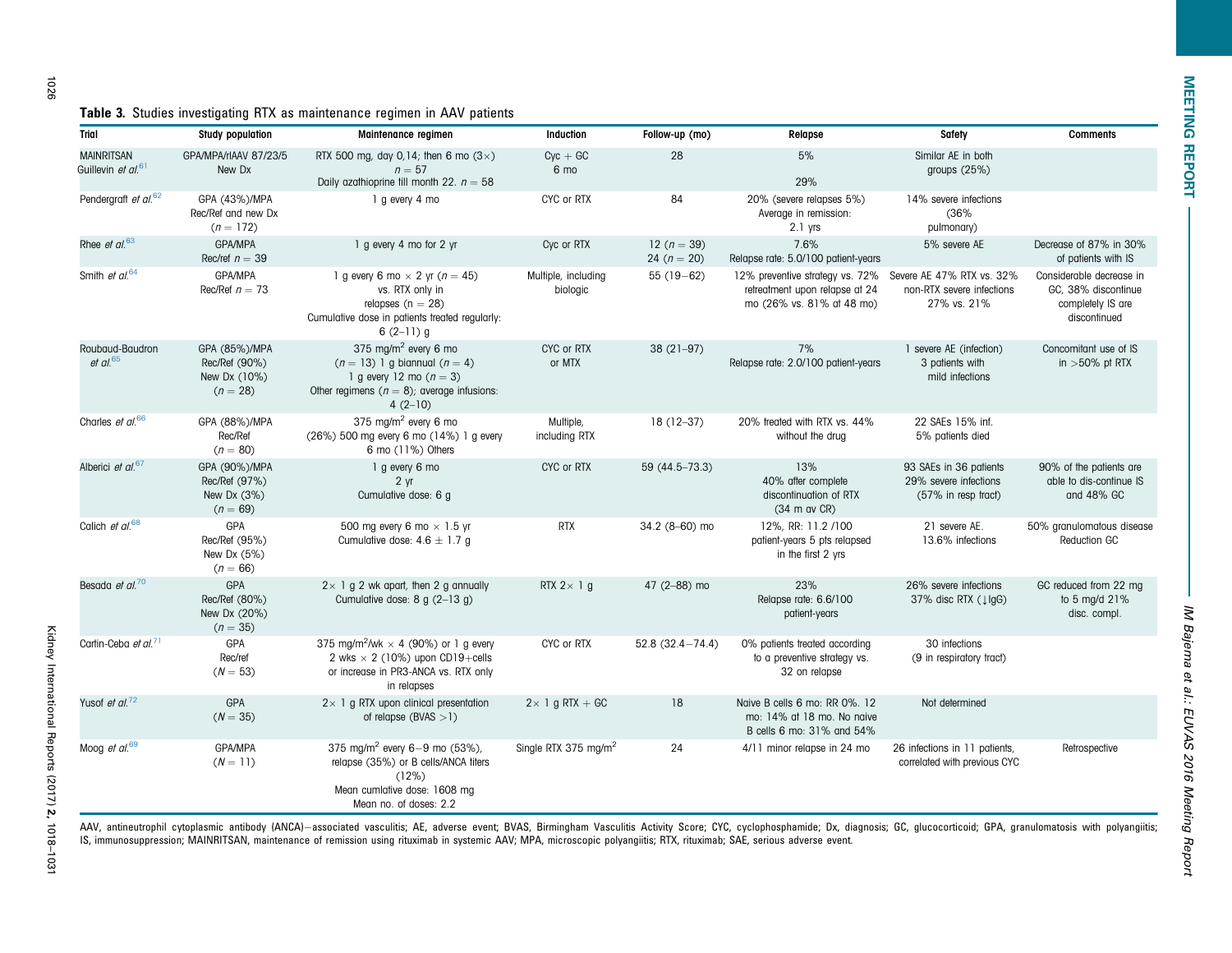**Table 3.** Studies investigating RTX as maintenance regimen in AAV patients

| Trial | Study population | Maintenance regimen | Induction | Follow-up (mo) | Relapse | Safety | Comments |
|---|---|---|---|---|---|---|---|
| MAINRITSAN Guillevin *et al.*[61] | GPA/MPA/rlAAV 87/23/5 New Dx | RTX 500 mg, day 0,14; then 6 mo (3×) $n = 57$ Daily azathioprine till month 22. $n = 58$ | Cyc + GC 6 mo | 28 | 5% 29% | Similar AE in both groups (25%) | |
| Pendergraft *et al.*[62] | GPA (43%)/MPA Rec/Ref and new Dx ($n = 172$) | 1 g every 4 mo | CYC or RTX | 84 | 20% (severe relapses 5%) Average in remission: 2.1 yrs | 14% severe infections (36% pulmonary) | |
| Rhee *et al.*[63] | GPA/MPA Rec/ref $n = 39$ | 1 g every 4 mo for 2 yr | Cyc or RTX | 12 ($n = 39$) 24 ($n = 20$) | 7.6% Relapse rate: 5.0/100 patient-years | 5% severe AE | Decrease of 87% in 30% of patients with IS |
| Smith *et al.*[64] | GPA/MPA Rec/Ref $n = 73$ | 1 g every 6 mo × 2 yr ($n = 45$) vs. RTX only in relapses (n = 28) Cumulative dose in patients treated regularly: 6 (2–11) g | Multiple, including biologic | 55 (19–62) | 12% preventive strategy vs. 72% retreatment upon relapse at 24 mo (26% vs. 81% at 48 mo) | Severe AE 47% RTX vs. 32% non-RTX severe infections 27% vs. 21% | Considerable decrease in GC, 38% discontinue completely IS are discontinued |
| Roubaud-Baudron *et al.*[65] | GPA (85%)/MPA Rec/Ref (90%) New Dx (10%) ($n = 28$) | 375 mg/m$^2$ every 6 mo ($n = 13$) 1 g biannual ($n = 4$) 1 g every 12 mo ($n = 3$) Other regimens ($n = 8$); average infusions: 4 (2–10) | CYC or RTX or MTX | 38 (21–97) | 7% Relapse rate: 2.0/100 patient-years | 1 severe AE (infection) 3 patients with mild infections | Concomitant use of IS in >50% pt RTX |
| Charles *et al.*[66] | GPA (88%)/MPA Rec/Ref ($n = 80$) | 375 mg/m$^2$ every 6 mo (26%) 500 mg every 6 mo (14%) 1 g every 6 mo (11%) Others | Multiple, including RTX | 18 (12–37) | 20% treated with RTX vs. 44% without the drug | 22 SAEs 15% inf. 5% patients died | |
| Alberici *et al.*[67] | GPA (90%)/MPA Rec/Ref (97%) New Dx (3%) ($n = 69$) | 1 g every 6 mo 2 yr Cumulative dose: 6 g | CYC or RTX | 59 (44.5–73.3) | 13% 40% after complete discontinuation of RTX (34 m av CR) | 93 SAEs in 36 patients 29% severe infections (57% in resp tract) | 90% of the patients are able to dis-continue IS and 48% GC |
| Calich *et al.*[68] | GPA Rec/Ref (95%) New Dx (5%) ($n = 66$) | 500 mg every 6 mo × 1.5 yr Cumulative dose: 4.6 ± 1.7 g | RTX | 34.2 (8–60) mo | 12%, RR: 11.2 /100 patient-years 5 pts relapsed in the first 2 yrs | 21 severe AE. 13.6% infections | 50% granulomatous disease Reduction GC |
| Besada *et al.*[70] | GPA Rec/Ref (80%) New Dx (20%) ($n = 35$) | 2× 1 g 2 wk apart, then 2 g annually Cumulative dose: 8 g (2–13 g) | RTX 2× 1 g | 47 (2–88) mo | 23% Relapse rate: 6.6/100 patient-years | 26% severe infections 37% disc RTX (↓IgG) | GC reduced from 22 mg to 5 mg/d 21% disc. compl. |
| Cartin-Ceba *et al.*[71] | GPA Rec/ref ($N = 53$) | 375 mg/m$^2$/wk × 4 (90%) or 1 g every 2 wks × 2 (10%) upon CD19+cells or increase in PR3-ANCA vs. RTX only in relapses | CYC or RTX | 52.8 (32.4–74.4) | 0% patients treated according to a preventive strategy vs. 32 on relapse | 30 infections (9 in respiratory tract) | |
| Yusof *et al.*[72] | GPA ($N = 35$) | 2× 1 g RTX upon clinical presentation of relapse (BVAS >1) | 2× 1 g RTX + GC | 18 | Naive B cells 6 mo: RR 0%. 12 mo: 14% at 18 mo. No naive B cells 6 mo: 31% and 54% | Not determined | |
| Moog *et al.*[69] | GPA/MPA ($N = 11$) | 375 mg/m$^2$ every 6–9 mo (53%), relapse (35%) or B cells/ANCA titers (12%) Mean cumlative dose: 1608 mg Mean no. of doses: 2.2 | Single RTX 375 mg/m$^2$ | 24 | 4/11 minor relapse in 24 mo | 26 infections in 11 patients, correlated with previous CYC | Retrospective |

AAV, antineutrophil cytoplasmic antibody (ANCA)–associated vasculitis; AE, adverse event; BVAS, Birmingham Vasculitis Activity Score; CYC, cyclophosphamide; Dx, diagnosis; GC, glucocorticoid; GPA, granulomatosis with polyangiitis; IS, immunosuppression; MAINRITSAN, maintenance of remission using rituximab in systemic AAV; MPA, microscopic polyangiitis; RTX, rituximab; SAE, serious adverse event.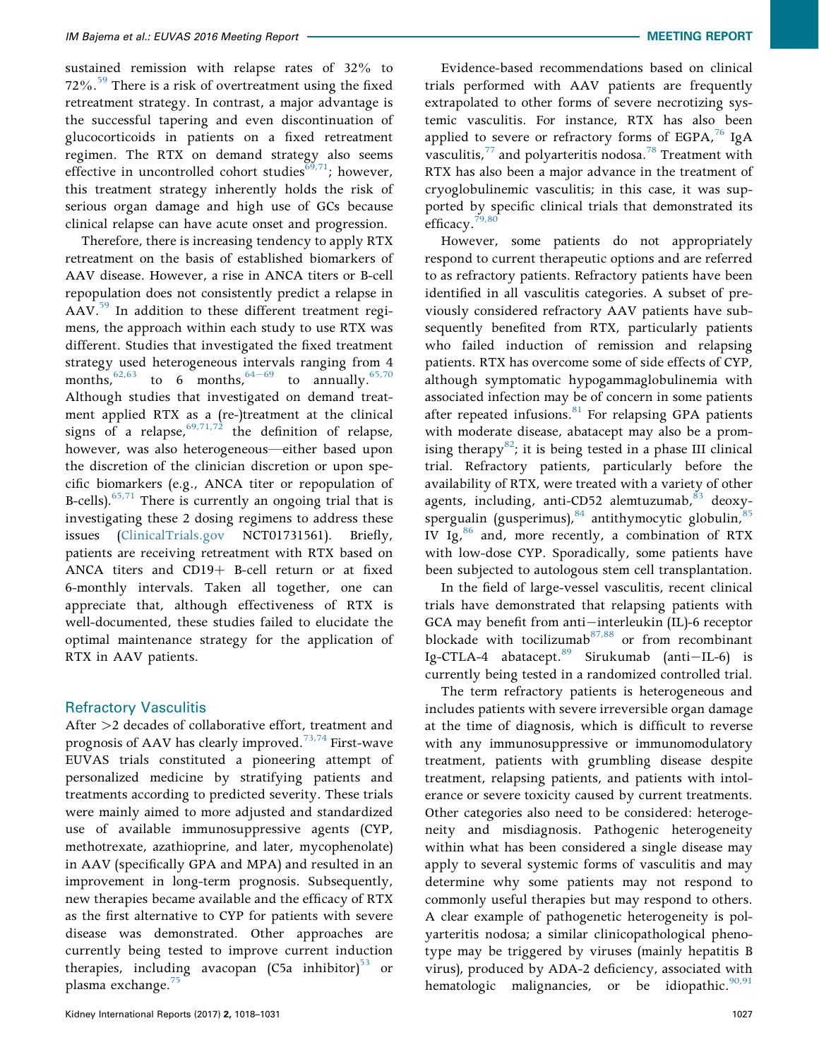sustained remission with relapse rates of 32% to 72%.[59] There is a risk of overtreatment using the fixed retreatment strategy. In contrast, a major advantage is the successful tapering and even discontinuation of glucocorticoids in patients on a fixed retreatment regimen. The RTX on demand strategy also seems effective in uncontrolled cohort studies[69,71]; however, this treatment strategy inherently holds the risk of serious organ damage and high use of GCs because clinical relapse can have acute onset and progression.

Therefore, there is increasing tendency to apply RTX retreatment on the basis of established biomarkers of AAV disease. However, a rise in ANCA titers or B-cell repopulation does not consistently predict a relapse in AAV.[59] In addition to these different treatment regimens, the approach within each study to use RTX was different. Studies that investigated the fixed treatment strategy used heterogeneous intervals ranging from 4 months,[62,63] to 6 months,[64–69] to annually.[65,70] Although studies that investigated on demand treatment applied RTX as a (re-)treatment at the clinical signs of a relapse,[69,71,72] the definition of relapse, however, was also heterogeneous—either based upon the discretion of the clinician discretion or upon specific biomarkers (e.g., ANCA titer or repopulation of B-cells).[65,71] There is currently an ongoing trial that is investigating these 2 dosing regimens to address these issues (ClinicalTrials.gov NCT01731561). Briefly, patients are receiving retreatment with RTX based on ANCA titers and CD19+ B-cell return or at fixed 6-monthly intervals. Taken all together, one can appreciate that, although effectiveness of RTX is well-documented, these studies failed to elucidate the optimal maintenance strategy for the application of RTX in AAV patients.

## Refractory Vasculitis

After >2 decades of collaborative effort, treatment and prognosis of AAV has clearly improved.[73,74] First-wave EUVAS trials constituted a pioneering attempt of personalized medicine by stratifying patients and treatments according to predicted severity. These trials were mainly aimed to more adjusted and standardized use of available immunosuppressive agents (CYP, methotrexate, azathioprine, and later, mycophenolate) in AAV (specifically GPA and MPA) and resulted in an improvement in long-term prognosis. Subsequently, new therapies became available and the efficacy of RTX as the first alternative to CYP for patients with severe disease was demonstrated. Other approaches are currently being tested to improve current induction therapies, including avacopan (C5a inhibitor)[53] or plasma exchange.[75]

Evidence-based recommendations based on clinical trials performed with AAV patients are frequently extrapolated to other forms of severe necrotizing systemic vasculitis. For instance, RTX has also been applied to severe or refractory forms of EGPA,[76] IgA vasculitis,[77] and polyarteritis nodosa.[78] Treatment with RTX has also been a major advance in the treatment of cryoglobulinemic vasculitis; in this case, it was supported by specific clinical trials that demonstrated its efficacy.[79,80]

However, some patients do not appropriately respond to current therapeutic options and are referred to as refractory patients. Refractory patients have been identified in all vasculitis categories. A subset of previously considered refractory AAV patients have subsequently benefited from RTX, particularly patients who failed induction of remission and relapsing patients. RTX has overcome some of side effects of CYP, although symptomatic hypogammaglobulinemia with associated infection may be of concern in some patients after repeated infusions.[81] For relapsing GPA patients with moderate disease, abatacept may also be a promising therapy[82]; it is being tested in a phase III clinical trial. Refractory patients, particularly before the availability of RTX, were treated with a variety of other agents, including, anti-CD52 alemtuzumab,[83] deoxyspergualin (gusperimus),[84] antithymocytic globulin,[85] IV Ig,[86] and, more recently, a combination of RTX with low-dose CYP. Sporadically, some patients have been subjected to autologous stem cell transplantation.

In the field of large-vessel vasculitis, recent clinical trials have demonstrated that relapsing patients with GCA may benefit from anti–interleukin (IL)-6 receptor blockade with tocilizumab[87,88] or from recombinant Ig-CTLA-4 abatacept.[89] Sirukumab (anti–IL-6) is currently being tested in a randomized controlled trial.

The term refractory patients is heterogeneous and includes patients with severe irreversible organ damage at the time of diagnosis, which is difficult to reverse with any immunosuppressive or immunomodulatory treatment, patients with grumbling disease despite treatment, relapsing patients, and patients with intolerance or severe toxicity caused by current treatments. Other categories also need to be considered: heterogeneity and misdiagnosis. Pathogenic heterogeneity within what has been considered a single disease may apply to several systemic forms of vasculitis and may determine why some patients may not respond to commonly useful therapies but may respond to others. A clear example of pathogenetic heterogeneity is polyarteritis nodosa; a similar clinicopathological phenotype may be triggered by viruses (mainly hepatitis B virus), produced by ADA-2 deficiency, associated with hematologic malignancies, or be idiopathic.[90,91]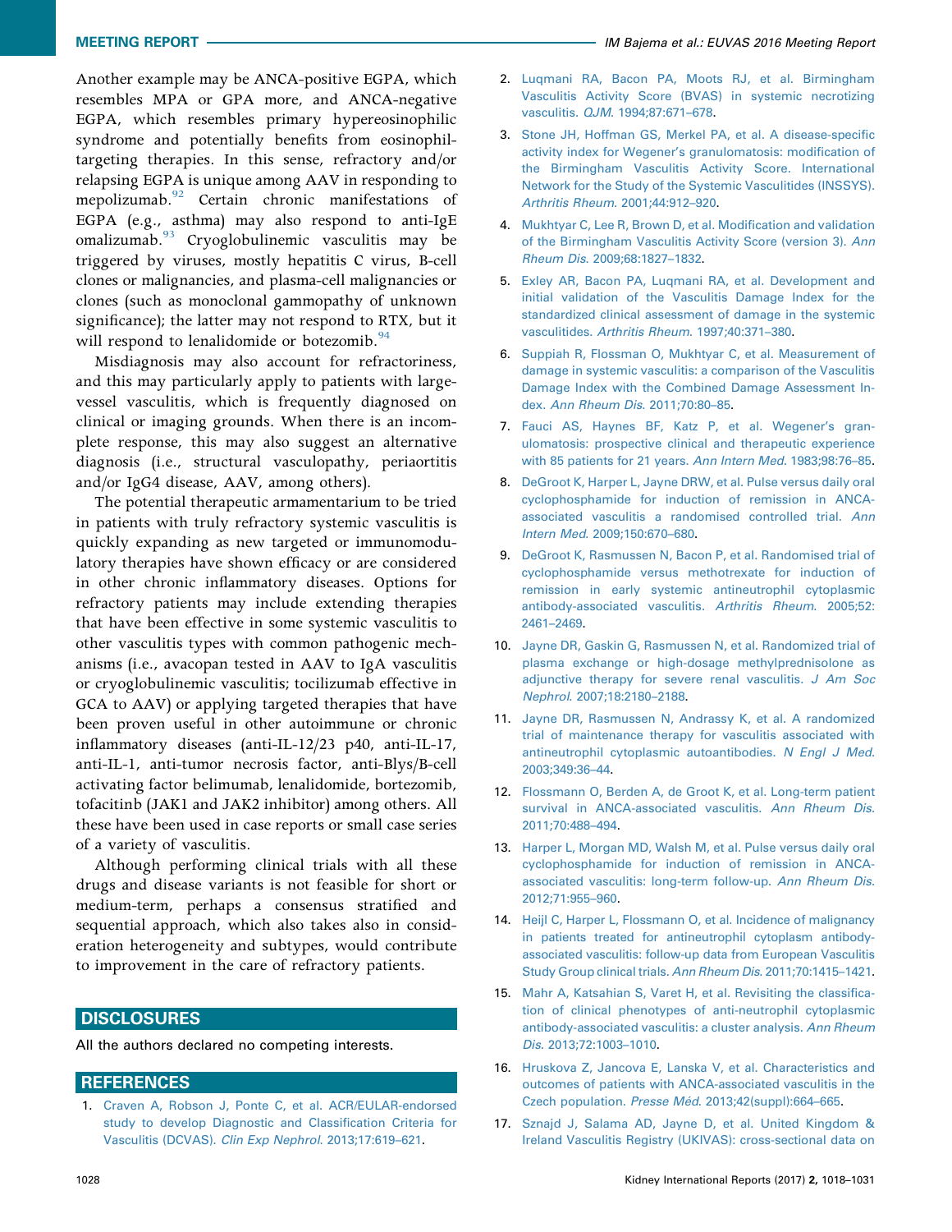Another example may be ANCA-positive EGPA, which resembles MPA or GPA more, and ANCA-negative EGPA, which resembles primary hypereosinophilic syndrome and potentially benefits from eosinophil-targeting therapies. In this sense, refractory and/or relapsing EGPA is unique among AAV in responding to mepolizumab.[92] Certain chronic manifestations of EGPA (e.g., asthma) may also respond to anti-IgE omalizumab.[93] Cryoglobulinemic vasculitis may be triggered by viruses, mostly hepatitis C virus, B-cell clones or malignancies, and plasma-cell malignancies or clones (such as monoclonal gammopathy of unknown significance); the latter may not respond to RTX, but it will respond to lenalidomide or botezomib.[94]

Misdiagnosis may also account for refractoriness, and this may particularly apply to patients with large-vessel vasculitis, which is frequently diagnosed on clinical or imaging grounds. When there is an incomplete response, this may also suggest an alternative diagnosis (i.e., structural vasculopathy, periaortitis and/or IgG4 disease, AAV, among others).

The potential therapeutic armamentarium to be tried in patients with truly refractory systemic vasculitis is quickly expanding as new targeted or immunomodulatory therapies have shown efficacy or are considered in other chronic inflammatory diseases. Options for refractory patients may include extending therapies that have been effective in some systemic vasculitis to other vasculitis types with common pathogenic mechanisms (i.e., avacopan tested in AAV to IgA vasculitis or cryoglobulinemic vasculitis; tocilizumab effective in GCA to AAV) or applying targeted therapies that have been proven useful in other autoimmune or chronic inflammatory diseases (anti-IL-12/23 p40, anti-IL-17, anti-IL-1, anti-tumor necrosis factor, anti-Blys/B-cell activating factor belimumab, lenalidomide, bortezomib, tofacitinb (JAK1 and JAK2 inhibitor) among others. All these have been used in case reports or small case series of a variety of vasculitis.

Although performing clinical trials with all these drugs and disease variants is not feasible for short or medium-term, perhaps a consensus stratified and sequential approach, which also takes also in consideration heterogeneity and subtypes, would contribute to improvement in the care of refractory patients.

## DISCLOSURES

All the authors declared no competing interests.

## REFERENCES

1. Craven A, Robson J, Ponte C, et al. ACR/EULAR-endorsed study to develop Diagnostic and Classification Criteria for Vasculitis (DCVAS). *Clin Exp Nephrol*. 2013;17:619–621.
2. Luqmani RA, Bacon PA, Moots RJ, et al. Birmingham Vasculitis Activity Score (BVAS) in systemic necrotizing vasculitis. *QJM*. 1994;87:671–678.
3. Stone JH, Hoffman GS, Merkel PA, et al. A disease-specific activity index for Wegener's granulomatosis: modification of the Birmingham Vasculitis Activity Score. International Network for the Study of the Systemic Vasculitides (INSSYS). *Arthritis Rheum*. 2001;44:912–920.
4. Mukhtyar C, Lee R, Brown D, et al. Modification and validation of the Birmingham Vasculitis Activity Score (version 3). *Ann Rheum Dis*. 2009;68:1827–1832.
5. Exley AR, Bacon PA, Luqmani RA, et al. Development and initial validation of the Vasculitis Damage Index for the standardized clinical assessment of damage in the systemic vasculitides. *Arthritis Rheum*. 1997;40:371–380.
6. Suppiah R, Flossman O, Mukhtyar C, et al. Measurement of damage in systemic vasculitis: a comparison of the Vasculitis Damage Index with the Combined Damage Assessment Index. *Ann Rheum Dis*. 2011;70:80–85.
7. Fauci AS, Haynes BF, Katz P, et al. Wegener's granulomatosis: prospective clinical and therapeutic experience with 85 patients for 21 years. *Ann Intern Med*. 1983;98:76–85.
8. DeGroot K, Harper L, Jayne DRW, et al. Pulse versus daily oral cyclophosphamide for induction of remission in ANCA-associated vasculitis a randomised controlled trial. *Ann Intern Med*. 2009;150:670–680.
9. DeGroot K, Rasmussen N, Bacon P, et al. Randomised trial of cyclophosphamide versus methotrexate for induction of remission in early systemic antineutrophil cytoplasmic antibody-associated vasculitis. *Arthritis Rheum*. 2005;52:2461–2469.
10. Jayne DR, Gaskin G, Rasmussen N, et al. Randomized trial of plasma exchange or high-dosage methylprednisolone as adjunctive therapy for severe renal vasculitis. *J Am Soc Nephrol*. 2007;18:2180–2188.
11. Jayne DR, Rasmussen N, Andrassy K, et al. A randomized trial of maintenance therapy for vasculitis associated with antineutrophil cytoplasmic autoantibodies. *N Engl J Med*. 2003;349:36–44.
12. Flossmann O, Berden A, de Groot K, et al. Long-term patient survival in ANCA-associated vasculitis. *Ann Rheum Dis*. 2011;70:488–494.
13. Harper L, Morgan MD, Walsh M, et al. Pulse versus daily oral cyclophosphamide for induction of remission in ANCA-associated vasculitis: long-term follow-up. *Ann Rheum Dis*. 2012;71:955–960.
14. Heijl C, Harper L, Flossmann O, et al. Incidence of malignancy in patients treated for antineutrophil cytoplasm antibody-associated vasculitis: follow-up data from European Vasculitis Study Group clinical trials. *Ann Rheum Dis*. 2011;70:1415–1421.
15. Mahr A, Katsahian S, Varet H, et al. Revisiting the classification of clinical phenotypes of anti-neutrophil cytoplasmic antibody-associated vasculitis: a cluster analysis. *Ann Rheum Dis*. 2013;72:1003–1010.
16. Hruskova Z, Jancova E, Lanska V, et al. Characteristics and outcomes of patients with ANCA-associated vasculitis in the Czech population. *Presse Méd*. 2013;42(suppl):664–665.
17. Sznajd J, Salama AD, Jayne D, et al. United Kingdom & Ireland Vasculitis Registry (UKIVAS): cross-sectional data on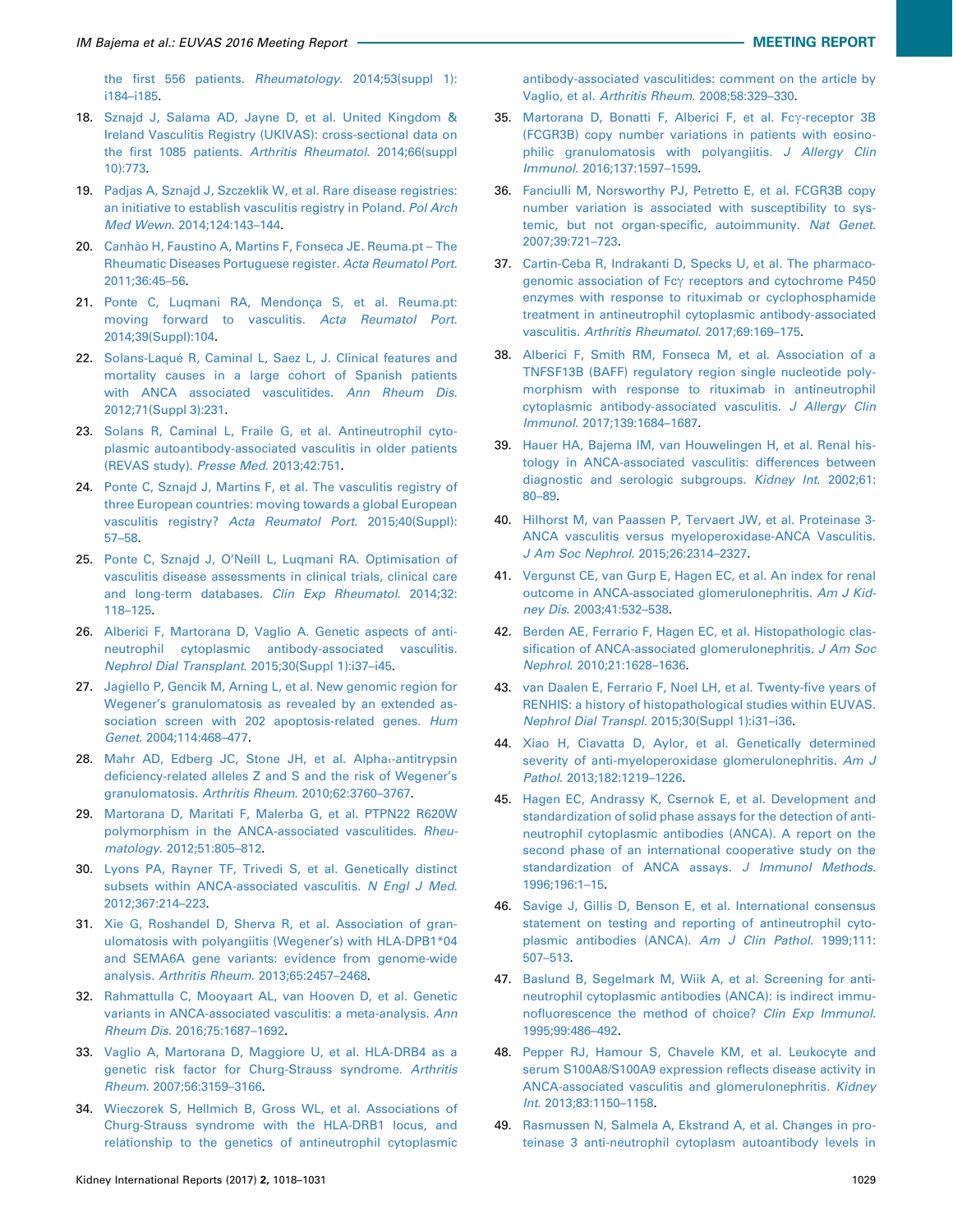the first 556 patients. *Rheumatology*. 2014;53(suppl 1): i184–i185.

18. Sznajd J, Salama AD, Jayne D, et al. United Kingdom & Ireland Vasculitis Registry (UKIVAS): cross-sectional data on the first 1085 patients. *Arthritis Rheumatol*. 2014;66(suppl 10):773.
19. Padjas A, Sznajd J, Szczeklik W, et al. Rare disease registries: an initiative to establish vasculitis registry in Poland. *Pol Arch Med Wewn*. 2014;124:143–144.
20. Canhão H, Faustino A, Martins F, Fonseca JE. Reuma.pt – The Rheumatic Diseases Portuguese register. *Acta Reumatol Port*. 2011;36:45–56.
21. Ponte C, Luqmani RA, Mendonça S, et al. Reuma.pt: moving forward to vasculitis. *Acta Reumatol Port*. 2014;39(Suppl):104.
22. Solans-Laqué R, Caminal L, Saez L, J. Clinical features and mortality causes in a large cohort of Spanish patients with ANCA associated vasculitides. *Ann Rheum Dis*. 2012;71(Suppl 3):231.
23. Solans R, Caminal L, Fraile G, et al. Antineutrophil cytoplasmic autoantibody-associated vasculitis in older patients (REVAS study). *Presse Med*. 2013;42:751.
24. Ponte C, Sznajd J, Martins F, et al. The vasculitis registry of three European countries: moving towards a global European vasculitis registry? *Acta Reumatol Port*. 2015;40(Suppl): 57–58.
25. Ponte C, Sznajd J, O'Neill L, Luqmani RA. Optimisation of vasculitis disease assessments in clinical trials, clinical care and long-term databases. *Clin Exp Rheumatol*. 2014;32: 118–125.
26. Alberici F, Martorana D, Vaglio A. Genetic aspects of anti-neutrophil cytoplasmic antibody-associated vasculitis. *Nephrol Dial Transplant*. 2015;30(Suppl 1):i37–i45.
27. Jagiello P, Gencik M, Arning L, et al. New genomic region for Wegener's granulomatosis as revealed by an extended association screen with 202 apoptosis-related genes. *Hum Genet*. 2004;114:468–477.
28. Mahr AD, Edberg JC, Stone JH, et al. Alpha$_1$-antitrypsin deficiency-related alleles Z and S and the risk of Wegener's granulomatosis. *Arthritis Rheum*. 2010;62:3760–3767.
29. Martorana D, Maritati F, Malerba G, et al. PTPN22 R620W polymorphism in the ANCA-associated vasculitides. *Rheumatology*. 2012;51:805–812.
30. Lyons PA, Rayner TF, Trivedi S, et al. Genetically distinct subsets within ANCA-associated vasculitis. *N Engl J Med*. 2012;367:214–223.
31. Xie G, Roshandel D, Sherva R, et al. Association of granulomatosis with polyangiitis (Wegener's) with HLA-DPB1*04 and SEMA6A gene variants: evidence from genome-wide analysis. *Arthritis Rheum*. 2013;65:2457–2468.
32. Rahmattulla C, Mooyaart AL, van Hooven D, et al. Genetic variants in ANCA-associated vasculitis: a meta-analysis. *Ann Rheum Dis*. 2016;75:1687–1692.
33. Vaglio A, Martorana D, Maggiore U, et al. HLA-DRB4 as a genetic risk factor for Churg-Strauss syndrome. *Arthritis Rheum*. 2007;56:3159–3166.
34. Wieczorek S, Hellmich B, Gross WL, et al. Associations of Churg-Strauss syndrome with the HLA-DRB1 locus, and relationship to the genetics of antineutrophil cytoplasmic antibody-associated vasculitides: comment on the article by Vaglio, et al. *Arthritis Rheum*. 2008;58:329–330.
35. Martorana D, Bonatti F, Alberici F, et al. Fcγ-receptor 3B (FCGR3B) copy number variations in patients with eosinophilic granulomatosis with polyangiitis. *J Allergy Clin Immunol*. 2016;137:1597–1599.
36. Fanciulli M, Norsworthy PJ, Petretto E, et al. FCGR3B copy number variation is associated with susceptibility to systemic, but not organ-specific, autoimmunity. *Nat Genet*. 2007;39:721–723.
37. Cartin-Ceba R, Indrakanti D, Specks U, et al. The pharmacogenomic association of Fcγ receptors and cytochrome P450 enzymes with response to rituximab or cyclophosphamide treatment in antineutrophil cytoplasmic antibody-associated vasculitis. *Arthritis Rheumatol*. 2017;69:169–175.
38. Alberici F, Smith RM, Fonseca M, et al. Association of a TNFSF13B (BAFF) regulatory region single nucleotide polymorphism with response to rituximab in antineutrophil cytoplasmic antibody-associated vasculitis. *J Allergy Clin Immunol*. 2017;139:1684–1687.
39. Hauer HA, Bajema IM, van Houwelingen H, et al. Renal histology in ANCA-associated vasculitis: differences between diagnostic and serologic subgroups. *Kidney Int*. 2002;61: 80–89.
40. Hilhorst M, van Paassen P, Tervaert JW, et al. Proteinase 3-ANCA vasculitis versus myeloperoxidase-ANCA Vasculitis. *J Am Soc Nephrol*. 2015;26:2314–2327.
41. Vergunst CE, van Gurp E, Hagen EC, et al. An index for renal outcome in ANCA-associated glomerulonephritis. *Am J Kidney Dis*. 2003;41:532–538.
42. Berden AE, Ferrario F, Hagen EC, et al. Histopathologic classification of ANCA-associated glomerulonephritis. *J Am Soc Nephrol*. 2010;21:1628–1636.
43. van Daalen E, Ferrario F, Noel LH, et al. Twenty-five years of RENHIS: a history of histopathological studies within EUVAS. *Nephrol Dial Transpl*. 2015;30(Suppl 1):i31–i36.
44. Xiao H, Ciavatta D, Aylor, et al. Genetically determined severity of anti-myeloperoxidase glomerulonephritis. *Am J Pathol*. 2013;182:1219–1226.
45. Hagen EC, Andrassy K, Csernok E, et al. Development and standardization of solid phase assays for the detection of anti-neutrophil cytoplasmic antibodies (ANCA). A report on the second phase of an international cooperative study on the standardization of ANCA assays. *J Immunol Methods*. 1996;196:1–15.
46. Savige J, Gillis D, Benson E, et al. International consensus statement on testing and reporting of antineutrophil cytoplasmic antibodies (ANCA). *Am J Clin Pathol*. 1999;111: 507–513.
47. Baslund B, Segelmark M, Wiik A, et al. Screening for anti-neutrophil cytoplasmic antibodies (ANCA): is indirect immunofluorescence the method of choice? *Clin Exp Immunol*. 1995;99:486–492.
48. Pepper RJ, Hamour S, Chavele KM, et al. Leukocyte and serum S100A8/S100A9 expression reflects disease activity in ANCA-associated vasculitis and glomerulonephritis. *Kidney Int*. 2013;83:1150–1158.
49. Rasmussen N, Salmela A, Ekstrand A, et al. Changes in proteinase 3 anti-neutrophil cytoplasm autoantibody levels in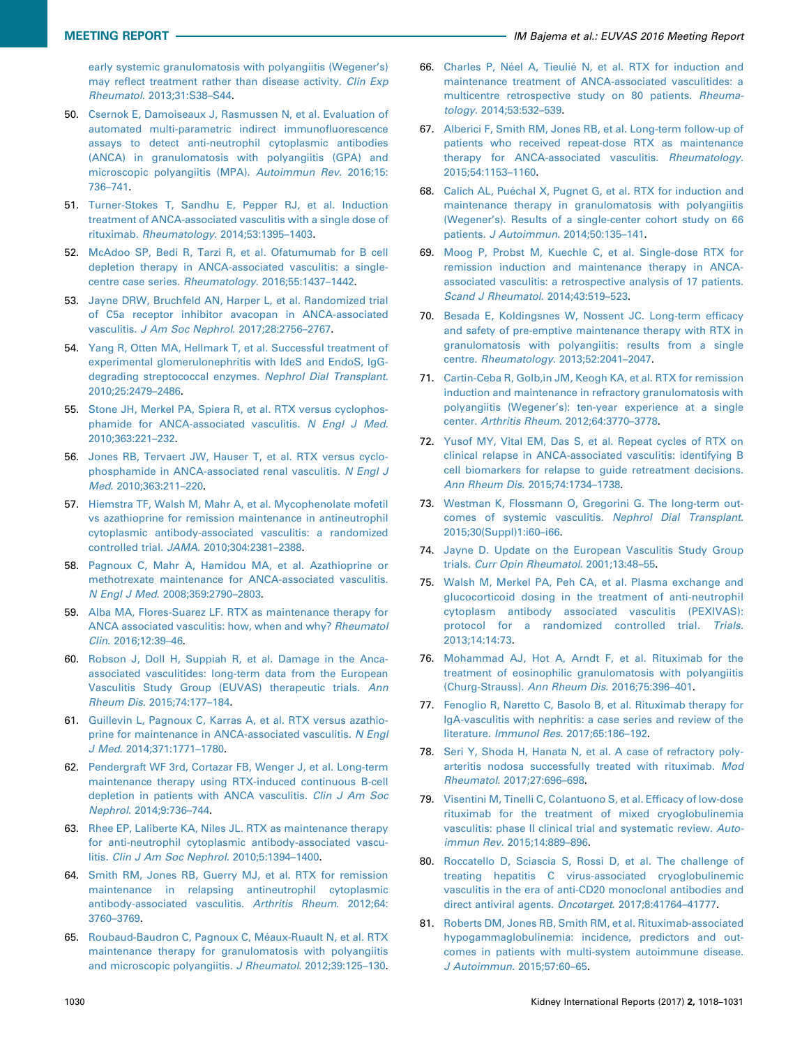early systemic granulomatosis with polyangiitis (Wegener's) may reflect treatment rather than disease activity. *Clin Exp Rheumatol*. 2013;31:S38–S44.

50. Csernok E, Damoiseaux J, Rasmussen N, et al. Evaluation of automated multi-parametric indirect immunofluorescence assays to detect anti-neutrophil cytoplasmic antibodies (ANCA) in granulomatosis with polyangiitis (GPA) and microscopic polyangiitis (MPA). *Autoimmun Rev*. 2016;15: 736–741.
51. Turner-Stokes T, Sandhu E, Pepper RJ, et al. Induction treatment of ANCA-associated vasculitis with a single dose of rituximab. *Rheumatology*. 2014;53:1395–1403.
52. McAdoo SP, Bedi R, Tarzi R, et al. Ofatumumab for B cell depletion therapy in ANCA-associated vasculitis: a single-centre case series. *Rheumatology*. 2016;55:1437–1442.
53. Jayne DRW, Bruchfeld AN, Harper L, et al. Randomized trial of C5a receptor inhibitor avacopan in ANCA-associated vasculitis. *J Am Soc Nephrol*. 2017;28:2756–2767.
54. Yang R, Otten MA, Hellmark T, et al. Successful treatment of experimental glomerulonephritis with IdeS and EndoS, IgG-degrading streptococcal enzymes. *Nephrol Dial Transplant*. 2010;25:2479–2486.
55. Stone JH, Merkel PA, Spiera R, et al. RTX versus cyclophosphamide for ANCA-associated vasculitis. *N Engl J Med*. 2010;363:221–232.
56. Jones RB, Tervaert JW, Hauser T, et al. RTX versus cyclophosphamide in ANCA-associated renal vasculitis. *N Engl J Med*. 2010;363:211–220.
57. Hiemstra TF, Walsh M, Mahr A, et al. Mycophenolate mofetil vs azathioprine for remission maintenance in antineutrophil cytoplasmic antibody-associated vasculitis: a randomized controlled trial. *JAMA*. 2010;304:2381–2388.
58. Pagnoux C, Mahr A, Hamidou MA, et al. Azathioprine or methotrexate maintenance for ANCA-associated vasculitis. *N Engl J Med*. 2008;359:2790–2803.
59. Alba MA, Flores-Suarez LF. RTX as maintenance therapy for ANCA associated vasculitis: how, when and why? *Rheumatol Clin*. 2016;12:39–46.
60. Robson J, Doll H, Suppiah R, et al. Damage in the Anca-associated vasculitides: long-term data from the European Vasculitis Study Group (EUVAS) therapeutic trials. *Ann Rheum Dis*. 2015;74:177–184.
61. Guillevin L, Pagnoux C, Karras A, et al. RTX versus azathioprine for maintenance in ANCA-associated vasculitis. *N Engl J Med*. 2014;371:1771–1780.
62. Pendergraft WF 3rd, Cortazar FB, Wenger J, et al. Long-term maintenance therapy using RTX-induced continuous B-cell depletion in patients with ANCA vasculitis. *Clin J Am Soc Nephrol*. 2014;9:736–744.
63. Rhee EP, Laliberte KA, Niles JL. RTX as maintenance therapy for anti-neutrophil cytoplasmic antibody-associated vasculitis. *Clin J Am Soc Nephrol*. 2010;5:1394–1400.
64. Smith RM, Jones RB, Guerry MJ, et al. RTX for remission maintenance in relapsing antineutrophil cytoplasmic antibody-associated vasculitis. *Arthritis Rheum*. 2012;64: 3760–3769.
65. Roubaud-Baudron C, Pagnoux C, Méaux-Ruault N, et al. RTX maintenance therapy for granulomatosis with polyangiitis and microscopic polyangiitis. *J Rheumatol*. 2012;39:125–130.
66. Charles P, Néel A, Tieulié N, et al. RTX for induction and maintenance treatment of ANCA-associated vasculitides: a multicentre retrospective study on 80 patients. *Rheumatology*. 2014;53:532–539.
67. Alberici F, Smith RM, Jones RB, et al. Long-term follow-up of patients who received repeat-dose RTX as maintenance therapy for ANCA-associated vasculitis. *Rheumatology*. 2015;54:1153–1160.
68. Calich AL, Puéchal X, Pugnet G, et al. RTX for induction and maintenance therapy in granulomatosis with polyangiitis (Wegener's). Results of a single-center cohort study on 66 patients. *J Autoimmun*. 2014;50:135–141.
69. Moog P, Probst M, Kuechle C, et al. Single-dose RTX for remission induction and maintenance therapy in ANCA-associated vasculitis: a retrospective analysis of 17 patients. *Scand J Rheumatol*. 2014;43:519–523.
70. Besada E, Koldingsnes W, Nossent JC. Long-term efficacy and safety of pre-emptive maintenance therapy with RTX in granulomatosis with polyangiitis: results from a single centre. *Rheumatology*. 2013;52:2041–2047.
71. Cartin-Ceba R, Golb,in JM, Keogh KA, et al. RTX for remission induction and maintenance in refractory granulomatosis with polyangiitis (Wegener's): ten-year experience at a single center. *Arthritis Rheum*. 2012;64:3770–3778.
72. Yusof MY, Vital EM, Das S, et al. Repeat cycles of RTX on clinical relapse in ANCA-associated vasculitis: identifying B cell biomarkers for relapse to guide retreatment decisions. *Ann Rheum Dis*. 2015;74:1734–1738.
73. Westman K, Flossmann O, Gregorini G. The long-term outcomes of systemic vasculitis. *Nephrol Dial Transplant*. 2015;30(Suppl)1:i60–i66.
74. Jayne D. Update on the European Vasculitis Study Group trials. *Curr Opin Rheumatol*. 2001;13:48–55.
75. Walsh M, Merkel PA, Peh CA, et al. Plasma exchange and glucocorticoid dosing in the treatment of anti-neutrophil cytoplasm antibody associated vasculitis (PEXIVAS): protocol for a randomized controlled trial. *Trials*. 2013;14:14:73.
76. Mohammad AJ, Hot A, Arndt F, et al. Rituximab for the treatment of eosinophilic granulomatosis with polyangiitis (Churg-Strauss). *Ann Rheum Dis*. 2016;75:396–401.
77. Fenoglio R, Naretto C, Basolo B, et al. Rituximab therapy for IgA-vasculitis with nephritis: a case series and review of the literature. *Immunol Res*. 2017;65:186–192.
78. Seri Y, Shoda H, Hanata N, et al. A case of refractory polyarteritis nodosa successfully treated with rituximab. *Mod Rheumatol*. 2017;27:696–698.
79. Visentini M, Tinelli C, Colantuono S, et al. Efficacy of low-dose rituximab for the treatment of mixed cryoglobulinemia vasculitis: phase II clinical trial and systematic review. *Autoimmun Rev*. 2015;14:889–896.
80. Roccatello D, Sciascia S, Rossi D, et al. The challenge of treating hepatitis C virus-associated cryoglobulinemic vasculitis in the era of anti-CD20 monoclonal antibodies and direct antiviral agents. *Oncotarget*. 2017;8:41764–41777.
81. Roberts DM, Jones RB, Smith RM, et al. Rituximab-associated hypogammaglobulinemia: incidence, predictors and outcomes in patients with multi-system autoimmune disease. *J Autoimmun*. 2015;57:60–65.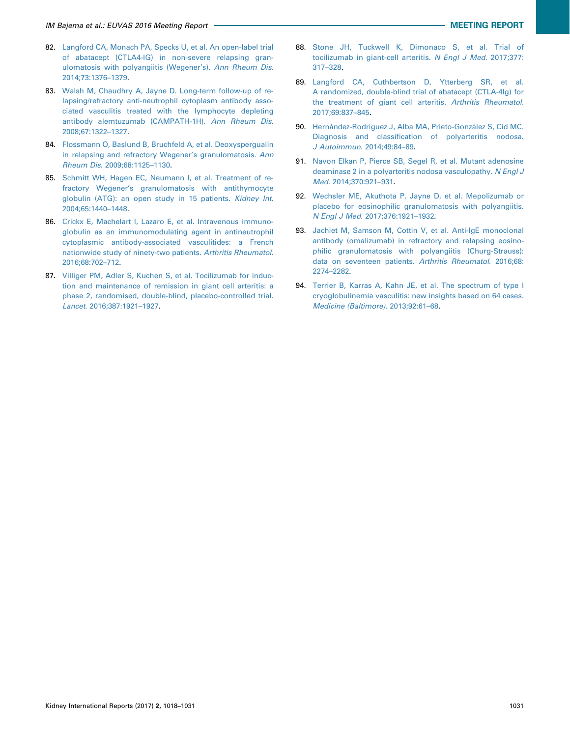82. Langford CA, Monach PA, Specks U, et al. An open-label trial of abatacept (CTLA4-IG) in non-severe relapsing granulomatosis with polyangiitis (Wegener's). *Ann Rheum Dis*. 2014;73:1376–1379.

83. Walsh M, Chaudhry A, Jayne D. Long-term follow-up of relapsing/refractory anti-neutrophil cytoplasm antibody associated vasculitis treated with the lymphocyte depleting antibody alemtuzumab (CAMPATH-1H). *Ann Rheum Dis*. 2008;67:1322–1327.

84. Flossmann O, Baslund B, Bruchfeld A, et al. Deoxyspergualin in relapsing and refractory Wegener's granulomatosis. *Ann Rheum Dis*. 2009;68:1125–1130.

85. Schmitt WH, Hagen EC, Neumann I, et al. Treatment of refractory Wegener's granulomatosis with antithymocyte globulin (ATG): an open study in 15 patients. *Kidney Int*. 2004;65:1440–1448.

86. Crickx E, Machelart I, Lazaro E, et al. Intravenous immunoglobulin as an immunomodulating agent in antineutrophil cytoplasmic antibody-associated vasculitides: a French nationwide study of ninety-two patients. *Arthritis Rheumatol*. 2016;68:702–712.

87. Villiger PM, Adler S, Kuchen S, et al. Tocilizumab for induction and maintenance of remission in giant cell arteritis: a phase 2, randomised, double-blind, placebo-controlled trial. *Lancet*. 2016;387:1921–1927.

88. Stone JH, Tuckwell K, Dimonaco S, et al. Trial of tocilizumab in giant-cell arteritis. *N Engl J Med*. 2017;377:317–328.

89. Langford CA, Cuthbertson D, Ytterberg SR, et al. A randomized, double-blind trial of abatacept (CTLA-4Ig) for the treatment of giant cell arteritis. *Arthritis Rheumatol*. 2017;69:837–845.

90. Hernández-Rodríguez J, Alba MA, Prieto-González S, Cid MC. Diagnosis and classification of polyarteritis nodosa. *J Autoimmun*. 2014;49:84–89.

91. Navon Elkan P, Pierce SB, Segel R, et al. Mutant adenosine deaminase 2 in a polyarteritis nodosa vasculopathy. *N Engl J Med*. 2014;370:921–931.

92. Wechsler ME, Akuthota P, Jayne D, et al. Mepolizumab or placebo for eosinophilic granulomatosis with polyangiitis. *N Engl J Med*. 2017;376:1921–1932.

93. Jachiet M, Samson M, Cottin V, et al. Anti-IgE monoclonal antibody (omalizumab) in refractory and relapsing eosinophilic granulomatosis with polyangiitis (Churg-Strauss): data on seventeen patients. *Arthritis Rheumatol*. 2016;68:2274–2282.

94. Terrier B, Karras A, Kahn JE, et al. The spectrum of type I cryoglobulinemia vasculitis: new insights based on 64 cases. *Medicine (Baltimore)*. 2013;92:61–68.